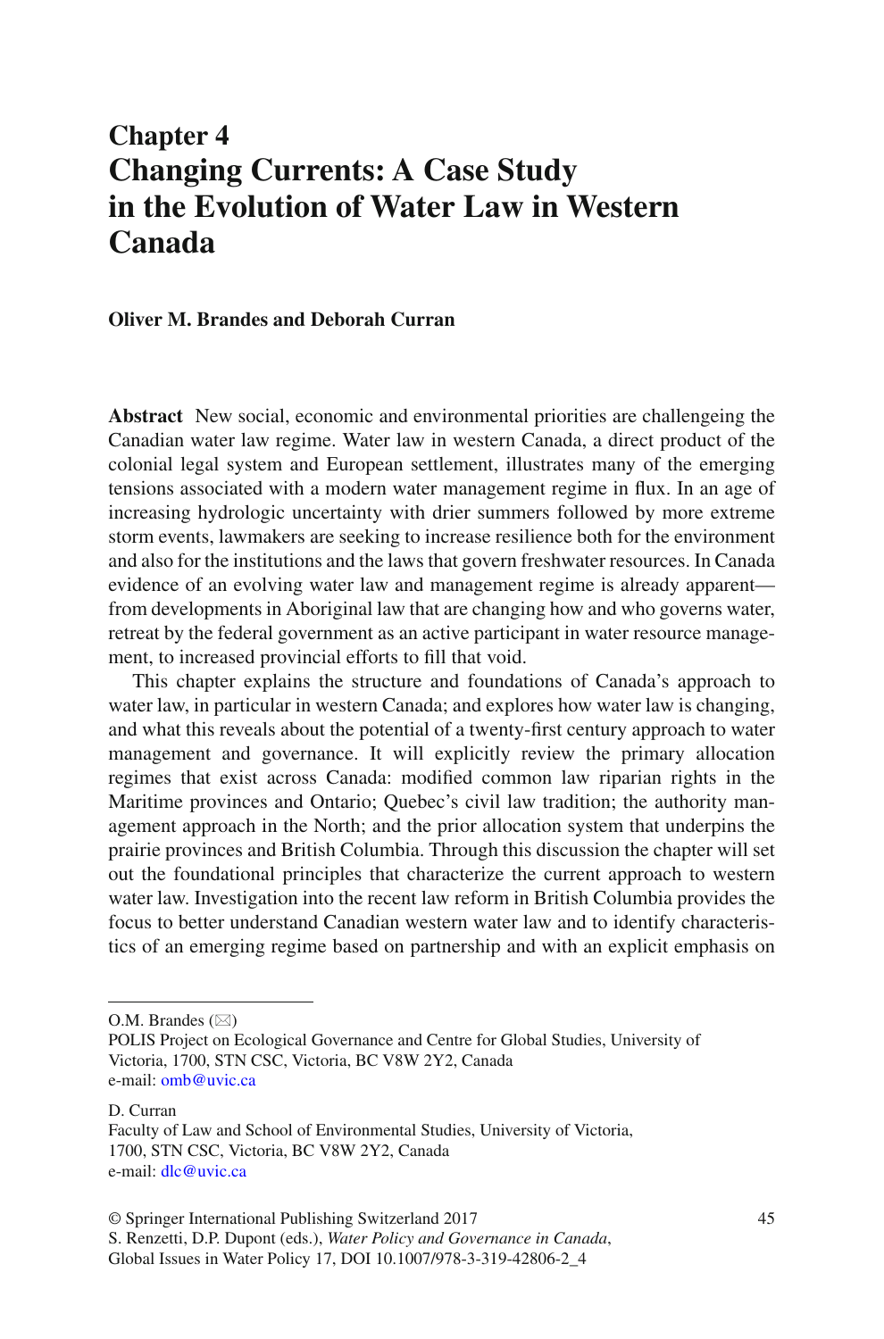# Chapter 4
# Changing Currents: A Case Study in the Evolution of Water Law in Western Canada

**Oliver M. Brandes and Deborah Curran**

**Abstract** New social, economic and environmental priorities are challengeing the Canadian water law regime. Water law in western Canada, a direct product of the colonial legal system and European settlement, illustrates many of the emerging tensions associated with a modern water management regime in flux. In an age of increasing hydrologic uncertainty with drier summers followed by more extreme storm events, lawmakers are seeking to increase resilience both for the environment and also for the institutions and the laws that govern freshwater resources. In Canada evidence of an evolving water law and management regime is already apparent—from developments in Aboriginal law that are changing how and who governs water, retreat by the federal government as an active participant in water resource management, to increased provincial efforts to fill that void.

This chapter explains the structure and foundations of Canada's approach to water law, in particular in western Canada; and explores how water law is changing, and what this reveals about the potential of a twenty-first century approach to water management and governance. It will explicitly review the primary allocation regimes that exist across Canada: modified common law riparian rights in the Maritime provinces and Ontario; Quebec's civil law tradition; the authority management approach in the North; and the prior allocation system that underpins the prairie provinces and British Columbia. Through this discussion the chapter will set out the foundational principles that characterize the current approach to western water law. Investigation into the recent law reform in British Columbia provides the focus to better understand Canadian western water law and to identify characteristics of an emerging regime based on partnership and with an explicit emphasis on

---

O.M. Brandes (✉)
POLIS Project on Ecological Governance and Centre for Global Studies, University of Victoria, 1700, STN CSC, Victoria, BC V8W 2Y2, Canada
e-mail: omb@uvic.ca

D. Curran
Faculty of Law and School of Environmental Studies, University of Victoria, 1700, STN CSC, Victoria, BC V8W 2Y2, Canada
e-mail: dlc@uvic.ca

© Springer International Publishing Switzerland 2017
S. Renzetti, D.P. Dupont (eds.), *Water Policy and Governance in Canada*, Global Issues in Water Policy 17, DOI 10.1007/978-3-319-42806-2_4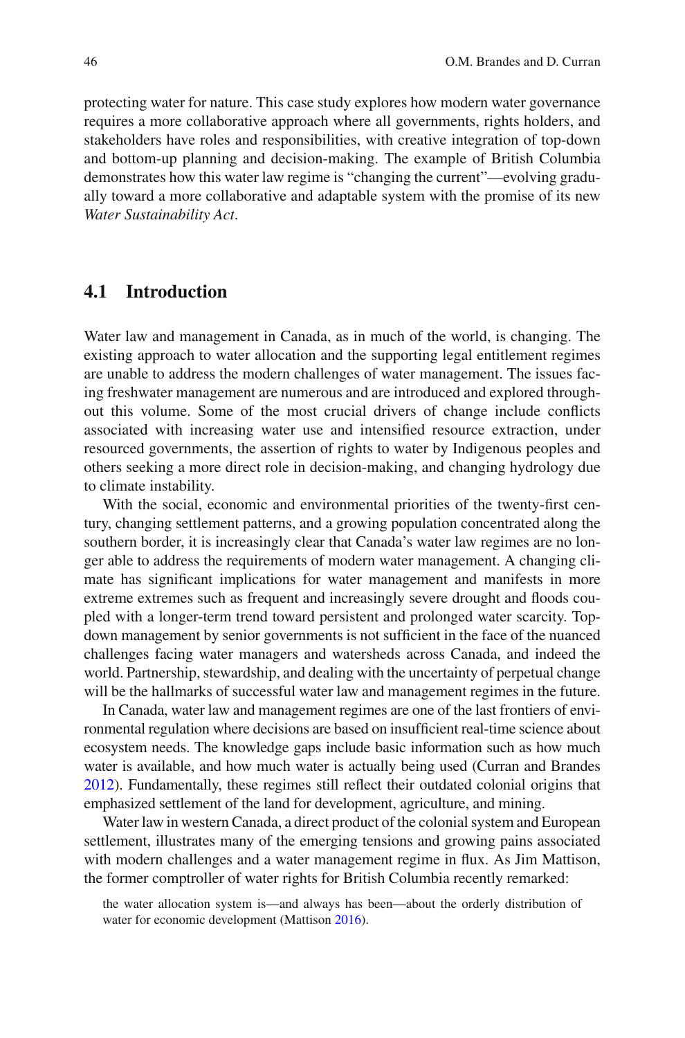protecting water for nature. This case study explores how modern water governance requires a more collaborative approach where all governments, rights holders, and stakeholders have roles and responsibilities, with creative integration of top-down and bottom-up planning and decision-making. The example of British Columbia demonstrates how this water law regime is "changing the current"—evolving gradually toward a more collaborative and adaptable system with the promise of its new *Water Sustainability Act*.

## 4.1 Introduction

Water law and management in Canada, as in much of the world, is changing. The existing approach to water allocation and the supporting legal entitlement regimes are unable to address the modern challenges of water management. The issues facing freshwater management are numerous and are introduced and explored throughout this volume. Some of the most crucial drivers of change include conflicts associated with increasing water use and intensified resource extraction, under resourced governments, the assertion of rights to water by Indigenous peoples and others seeking a more direct role in decision-making, and changing hydrology due to climate instability.

With the social, economic and environmental priorities of the twenty-first century, changing settlement patterns, and a growing population concentrated along the southern border, it is increasingly clear that Canada's water law regimes are no longer able to address the requirements of modern water management. A changing climate has significant implications for water management and manifests in more extreme extremes such as frequent and increasingly severe drought and floods coupled with a longer-term trend toward persistent and prolonged water scarcity. Top-down management by senior governments is not sufficient in the face of the nuanced challenges facing water managers and watersheds across Canada, and indeed the world. Partnership, stewardship, and dealing with the uncertainty of perpetual change will be the hallmarks of successful water law and management regimes in the future.

In Canada, water law and management regimes are one of the last frontiers of environmental regulation where decisions are based on insufficient real-time science about ecosystem needs. The knowledge gaps include basic information such as how much water is available, and how much water is actually being used (Curran and Brandes 2012). Fundamentally, these regimes still reflect their outdated colonial origins that emphasized settlement of the land for development, agriculture, and mining.

Water law in western Canada, a direct product of the colonial system and European settlement, illustrates many of the emerging tensions and growing pains associated with modern challenges and a water management regime in flux. As Jim Mattison, the former comptroller of water rights for British Columbia recently remarked:

> the water allocation system is—and always has been—about the orderly distribution of water for economic development (Mattison 2016).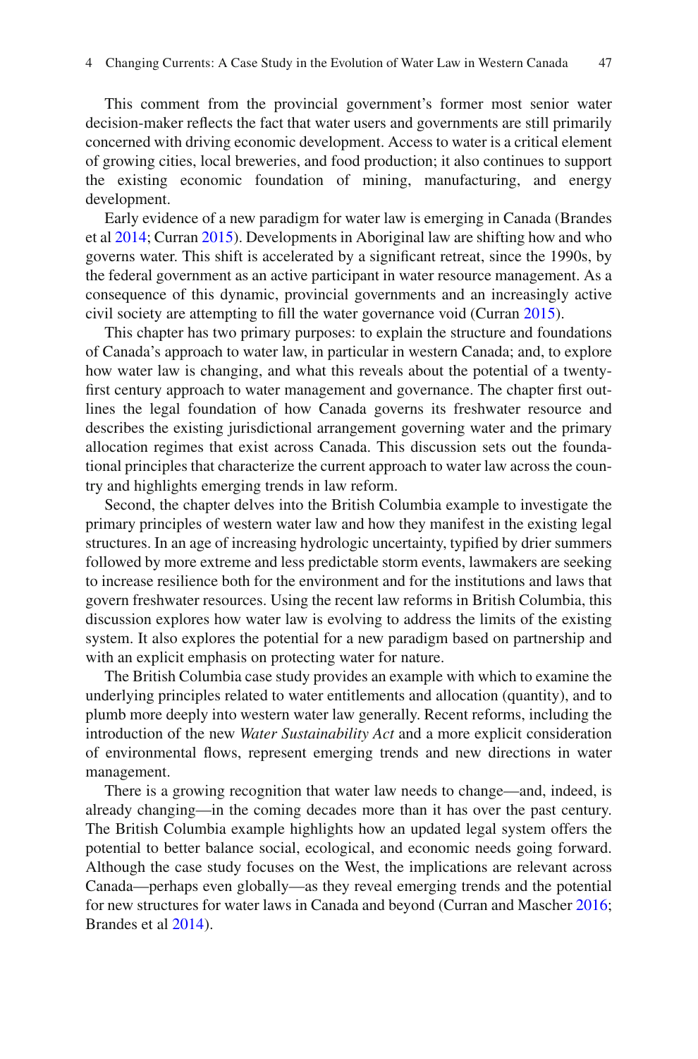This comment from the provincial government's former most senior water decision-maker reflects the fact that water users and governments are still primarily concerned with driving economic development. Access to water is a critical element of growing cities, local breweries, and food production; it also continues to support the existing economic foundation of mining, manufacturing, and energy development.

Early evidence of a new paradigm for water law is emerging in Canada (Brandes et al 2014; Curran 2015). Developments in Aboriginal law are shifting how and who governs water. This shift is accelerated by a significant retreat, since the 1990s, by the federal government as an active participant in water resource management. As a consequence of this dynamic, provincial governments and an increasingly active civil society are attempting to fill the water governance void (Curran 2015).

This chapter has two primary purposes: to explain the structure and foundations of Canada's approach to water law, in particular in western Canada; and, to explore how water law is changing, and what this reveals about the potential of a twenty-first century approach to water management and governance. The chapter first outlines the legal foundation of how Canada governs its freshwater resource and describes the existing jurisdictional arrangement governing water and the primary allocation regimes that exist across Canada. This discussion sets out the foundational principles that characterize the current approach to water law across the country and highlights emerging trends in law reform.

Second, the chapter delves into the British Columbia example to investigate the primary principles of western water law and how they manifest in the existing legal structures. In an age of increasing hydrologic uncertainty, typified by drier summers followed by more extreme and less predictable storm events, lawmakers are seeking to increase resilience both for the environment and for the institutions and laws that govern freshwater resources. Using the recent law reforms in British Columbia, this discussion explores how water law is evolving to address the limits of the existing system. It also explores the potential for a new paradigm based on partnership and with an explicit emphasis on protecting water for nature.

The British Columbia case study provides an example with which to examine the underlying principles related to water entitlements and allocation (quantity), and to plumb more deeply into western water law generally. Recent reforms, including the introduction of the new *Water Sustainability Act* and a more explicit consideration of environmental flows, represent emerging trends and new directions in water management.

There is a growing recognition that water law needs to change—and, indeed, is already changing—in the coming decades more than it has over the past century. The British Columbia example highlights how an updated legal system offers the potential to better balance social, ecological, and economic needs going forward. Although the case study focuses on the West, the implications are relevant across Canada—perhaps even globally—as they reveal emerging trends and the potential for new structures for water laws in Canada and beyond (Curran and Mascher 2016; Brandes et al 2014).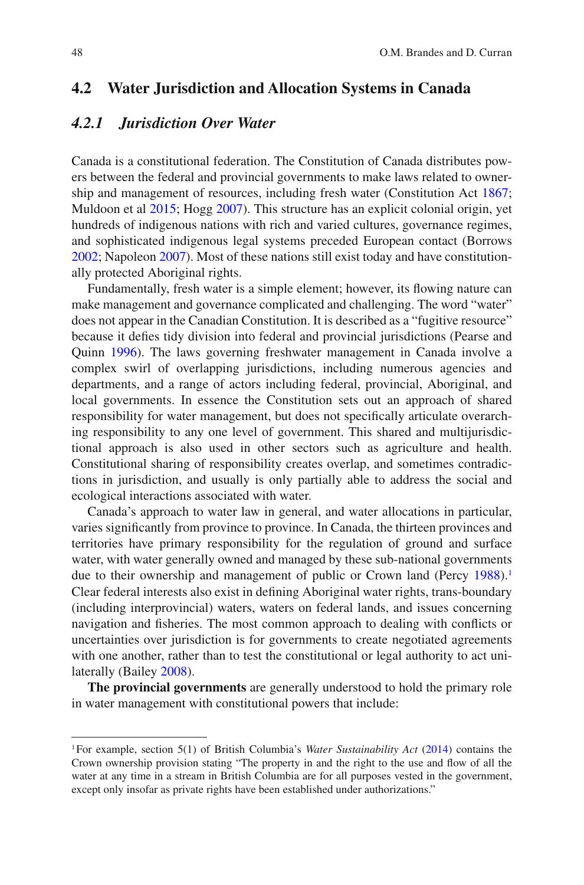## 4.2 Water Jurisdiction and Allocation Systems in Canada

### 4.2.1 Jurisdiction Over Water

Canada is a constitutional federation. The Constitution of Canada distributes powers between the federal and provincial governments to make laws related to ownership and management of resources, including fresh water (Constitution Act 1867; Muldoon et al 2015; Hogg 2007). This structure has an explicit colonial origin, yet hundreds of indigenous nations with rich and varied cultures, governance regimes, and sophisticated indigenous legal systems preceded European contact (Borrows 2002; Napoleon 2007). Most of these nations still exist today and have constitutionally protected Aboriginal rights.

Fundamentally, fresh water is a simple element; however, its flowing nature can make management and governance complicated and challenging. The word "water" does not appear in the Canadian Constitution. It is described as a "fugitive resource" because it defies tidy division into federal and provincial jurisdictions (Pearse and Quinn 1996). The laws governing freshwater management in Canada involve a complex swirl of overlapping jurisdictions, including numerous agencies and departments, and a range of actors including federal, provincial, Aboriginal, and local governments. In essence the Constitution sets out an approach of shared responsibility for water management, but does not specifically articulate overarching responsibility to any one level of government. This shared and multijurisdictional approach is also used in other sectors such as agriculture and health. Constitutional sharing of responsibility creates overlap, and sometimes contradictions in jurisdiction, and usually is only partially able to address the social and ecological interactions associated with water.

Canada's approach to water law in general, and water allocations in particular, varies significantly from province to province. In Canada, the thirteen provinces and territories have primary responsibility for the regulation of ground and surface water, with water generally owned and managed by these sub-national governments due to their ownership and management of public or Crown land (Percy 1988).[1] Clear federal interests also exist in defining Aboriginal water rights, trans-boundary (including interprovincial) waters, waters on federal lands, and issues concerning navigation and fisheries. The most common approach to dealing with conflicts or uncertainties over jurisdiction is for governments to create negotiated agreements with one another, rather than to test the constitutional or legal authority to act unilaterally (Bailey 2008).

**The provincial governments** are generally understood to hold the primary role in water management with constitutional powers that include:

---

[1] For example, section 5(1) of British Columbia's *Water Sustainability Act* (2014) contains the Crown ownership provision stating "The property in and the right to the use and flow of all the water at any time in a stream in British Columbia are for all purposes vested in the government, except only insofar as private rights have been established under authorizations."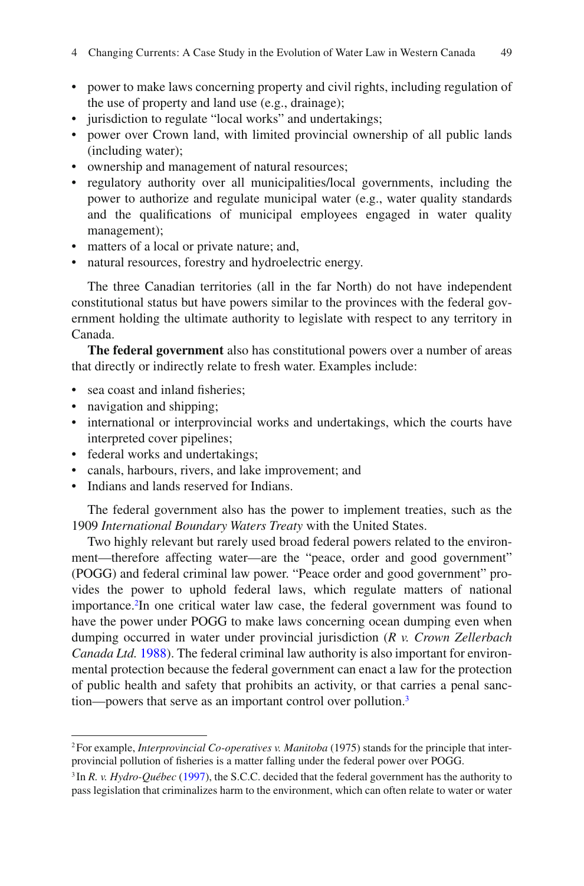- power to make laws concerning property and civil rights, including regulation of the use of property and land use (e.g., drainage);
- jurisdiction to regulate "local works" and undertakings;
- power over Crown land, with limited provincial ownership of all public lands (including water);
- ownership and management of natural resources;
- regulatory authority over all municipalities/local governments, including the power to authorize and regulate municipal water (e.g., water quality standards and the qualifications of municipal employees engaged in water quality management);
- matters of a local or private nature; and,
- natural resources, forestry and hydroelectric energy.

The three Canadian territories (all in the far North) do not have independent constitutional status but have powers similar to the provinces with the federal government holding the ultimate authority to legislate with respect to any territory in Canada.

**The federal government** also has constitutional powers over a number of areas that directly or indirectly relate to fresh water. Examples include:

- sea coast and inland fisheries;
- navigation and shipping;
- international or interprovincial works and undertakings, which the courts have interpreted cover pipelines;
- federal works and undertakings;
- canals, harbours, rivers, and lake improvement; and
- Indians and lands reserved for Indians.

The federal government also has the power to implement treaties, such as the 1909 *International Boundary Waters Treaty* with the United States.

Two highly relevant but rarely used broad federal powers related to the environment—therefore affecting water—are the "peace, order and good government" (POGG) and federal criminal law power. "Peace order and good government" provides the power to uphold federal laws, which regulate matters of national importance.[2]In one critical water law case, the federal government was found to have the power under POGG to make laws concerning ocean dumping even when dumping occurred in water under provincial jurisdiction (*R v. Crown Zellerbach Canada Ltd.* 1988). The federal criminal law authority is also important for environmental protection because the federal government can enact a law for the protection of public health and safety that prohibits an activity, or that carries a penal sanction—powers that serve as an important control over pollution.[3]

---

[2] For example, *Interprovincial Co-operatives v. Manitoba* (1975) stands for the principle that interprovincial pollution of fisheries is a matter falling under the federal power over POGG.

[3] In *R. v. Hydro-Québec* (1997), the S.C.C. decided that the federal government has the authority to pass legislation that criminalizes harm to the environment, which can often relate to water or water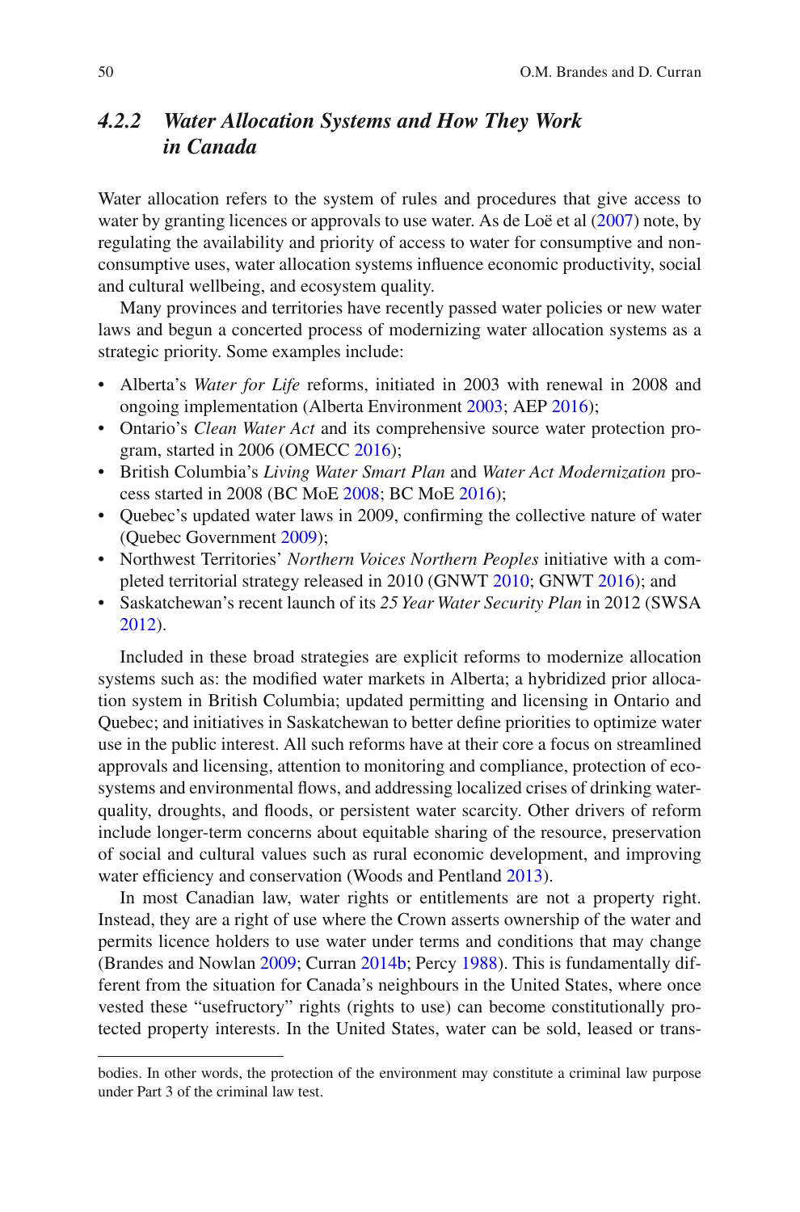### 4.2.2 *Water Allocation Systems and How They Work in Canada*

Water allocation refers to the system of rules and procedures that give access to water by granting licences or approvals to use water. As de Loë et al (2007) note, by regulating the availability and priority of access to water for consumptive and non-consumptive uses, water allocation systems influence economic productivity, social and cultural wellbeing, and ecosystem quality.

Many provinces and territories have recently passed water policies or new water laws and begun a concerted process of modernizing water allocation systems as a strategic priority. Some examples include:

- Alberta's *Water for Life* reforms, initiated in 2003 with renewal in 2008 and ongoing implementation (Alberta Environment 2003; AEP 2016);
- Ontario's *Clean Water Act* and its comprehensive source water protection program, started in 2006 (OMECC 2016);
- British Columbia's *Living Water Smart Plan* and *Water Act Modernization* process started in 2008 (BC MoE 2008; BC MoE 2016);
- Quebec's updated water laws in 2009, confirming the collective nature of water (Quebec Government 2009);
- Northwest Territories' *Northern Voices Northern Peoples* initiative with a completed territorial strategy released in 2010 (GNWT 2010; GNWT 2016); and
- Saskatchewan's recent launch of its *25 Year Water Security Plan* in 2012 (SWSA 2012).

Included in these broad strategies are explicit reforms to modernize allocation systems such as: the modified water markets in Alberta; a hybridized prior allocation system in British Columbia; updated permitting and licensing in Ontario and Quebec; and initiatives in Saskatchewan to better define priorities to optimize water use in the public interest. All such reforms have at their core a focus on streamlined approvals and licensing, attention to monitoring and compliance, protection of ecosystems and environmental flows, and addressing localized crises of drinking water-quality, droughts, and floods, or persistent water scarcity. Other drivers of reform include longer-term concerns about equitable sharing of the resource, preservation of social and cultural values such as rural economic development, and improving water efficiency and conservation (Woods and Pentland 2013).

In most Canadian law, water rights or entitlements are not a property right. Instead, they are a right of use where the Crown asserts ownership of the water and permits licence holders to use water under terms and conditions that may change (Brandes and Nowlan 2009; Curran 2014b; Percy 1988). This is fundamentally different from the situation for Canada's neighbours in the United States, where once vested these "usefructory" rights (rights to use) can become constitutionally protected property interests. In the United States, water can be sold, leased or trans-

---

bodies. In other words, the protection of the environment may constitute a criminal law purpose under Part 3 of the criminal law test.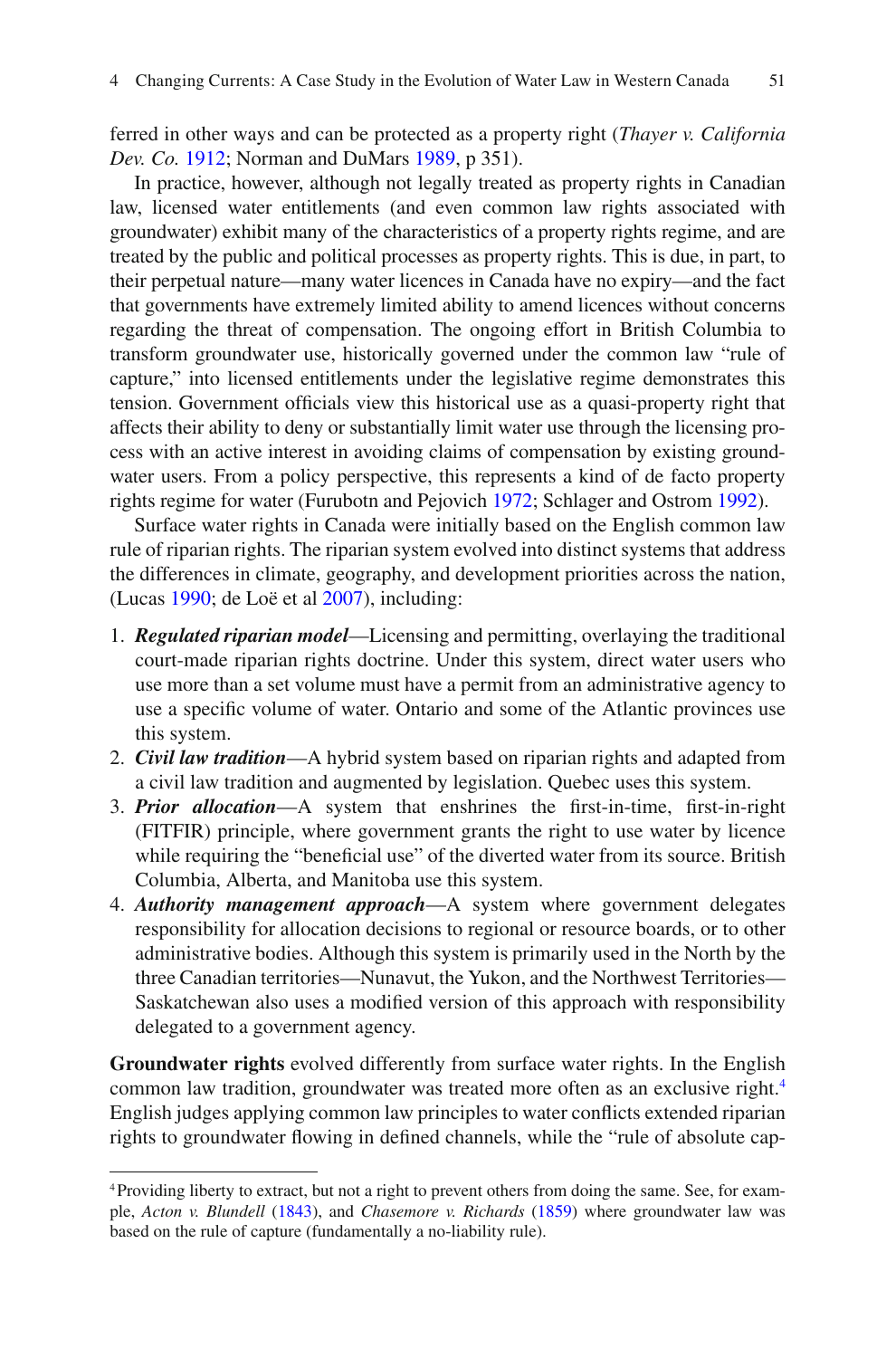ferred in other ways and can be protected as a property right (*Thayer v. California Dev. Co.* 1912; Norman and DuMars 1989, p 351).

In practice, however, although not legally treated as property rights in Canadian law, licensed water entitlements (and even common law rights associated with groundwater) exhibit many of the characteristics of a property rights regime, and are treated by the public and political processes as property rights. This is due, in part, to their perpetual nature—many water licences in Canada have no expiry—and the fact that governments have extremely limited ability to amend licences without concerns regarding the threat of compensation. The ongoing effort in British Columbia to transform groundwater use, historically governed under the common law "rule of capture," into licensed entitlements under the legislative regime demonstrates this tension. Government officials view this historical use as a quasi-property right that affects their ability to deny or substantially limit water use through the licensing process with an active interest in avoiding claims of compensation by existing groundwater users. From a policy perspective, this represents a kind of de facto property rights regime for water (Furubotn and Pejovich 1972; Schlager and Ostrom 1992).

Surface water rights in Canada were initially based on the English common law rule of riparian rights. The riparian system evolved into distinct systems that address the differences in climate, geography, and development priorities across the nation, (Lucas 1990; de Loë et al 2007), including:

1. ***Regulated riparian model***—Licensing and permitting, overlaying the traditional court-made riparian rights doctrine. Under this system, direct water users who use more than a set volume must have a permit from an administrative agency to use a specific volume of water. Ontario and some of the Atlantic provinces use this system.
2. ***Civil law tradition***—A hybrid system based on riparian rights and adapted from a civil law tradition and augmented by legislation. Quebec uses this system.
3. ***Prior allocation***—A system that enshrines the first-in-time, first-in-right (FITFIR) principle, where government grants the right to use water by licence while requiring the "beneficial use" of the diverted water from its source. British Columbia, Alberta, and Manitoba use this system.
4. ***Authority management approach***—A system where government delegates responsibility for allocation decisions to regional or resource boards, or to other administrative bodies. Although this system is primarily used in the North by the three Canadian territories—Nunavut, the Yukon, and the Northwest Territories—Saskatchewan also uses a modified version of this approach with responsibility delegated to a government agency.

**Groundwater rights** evolved differently from surface water rights. In the English common law tradition, groundwater was treated more often as an exclusive right.[4] English judges applying common law principles to water conflicts extended riparian rights to groundwater flowing in defined channels, while the "rule of absolute cap-

[4]Providing liberty to extract, but not a right to prevent others from doing the same. See, for example, *Acton v. Blundell* (1843), and *Chasemore v. Richards* (1859) where groundwater law was based on the rule of capture (fundamentally a no-liability rule).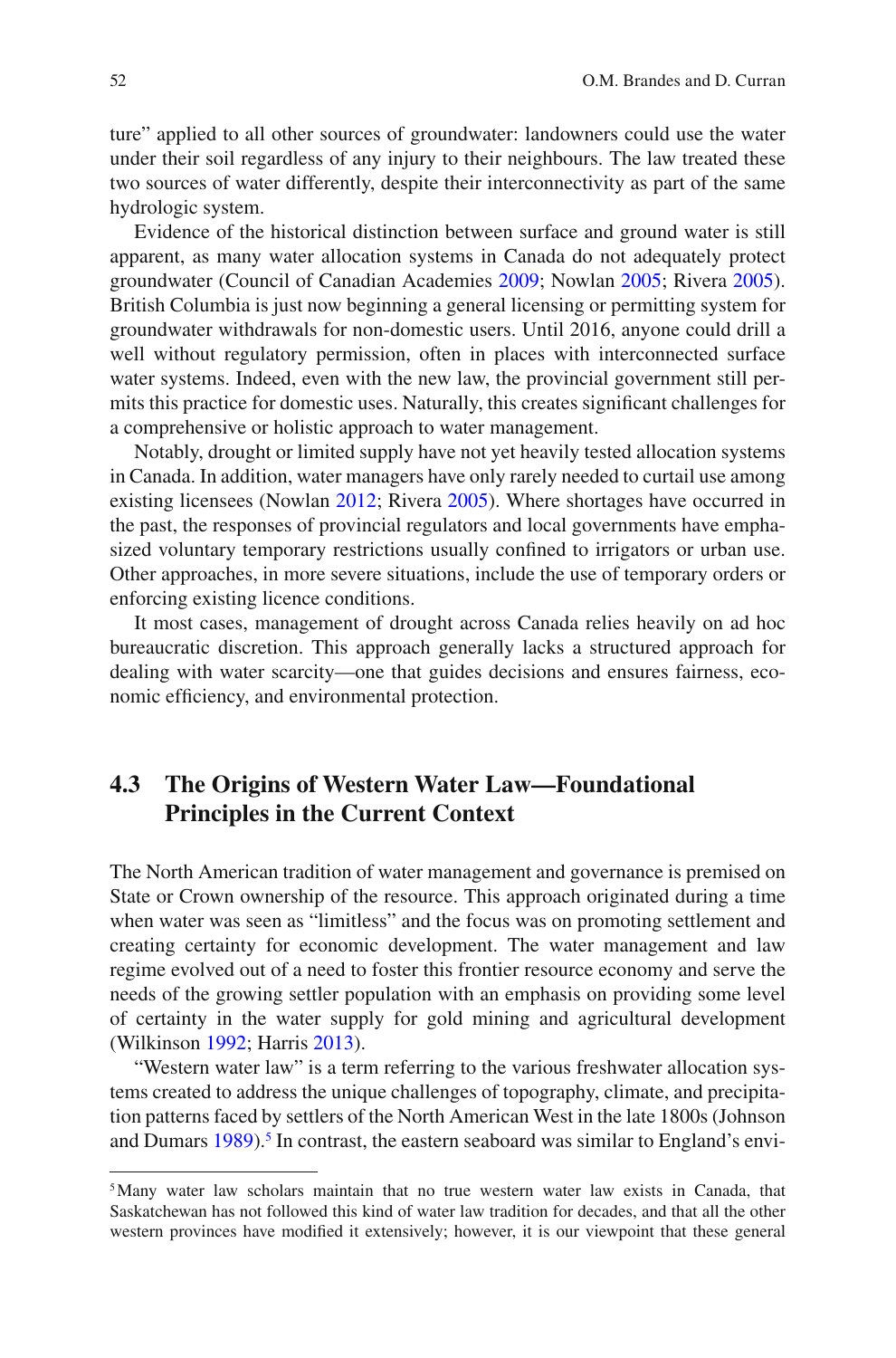ture" applied to all other sources of groundwater: landowners could use the water under their soil regardless of any injury to their neighbours. The law treated these two sources of water differently, despite their interconnectivity as part of the same hydrologic system.

Evidence of the historical distinction between surface and ground water is still apparent, as many water allocation systems in Canada do not adequately protect groundwater (Council of Canadian Academies 2009; Nowlan 2005; Rivera 2005). British Columbia is just now beginning a general licensing or permitting system for groundwater withdrawals for non-domestic users. Until 2016, anyone could drill a well without regulatory permission, often in places with interconnected surface water systems. Indeed, even with the new law, the provincial government still permits this practice for domestic uses. Naturally, this creates significant challenges for a comprehensive or holistic approach to water management.

Notably, drought or limited supply have not yet heavily tested allocation systems in Canada. In addition, water managers have only rarely needed to curtail use among existing licensees (Nowlan 2012; Rivera 2005). Where shortages have occurred in the past, the responses of provincial regulators and local governments have emphasized voluntary temporary restrictions usually confined to irrigators or urban use. Other approaches, in more severe situations, include the use of temporary orders or enforcing existing licence conditions.

It most cases, management of drought across Canada relies heavily on ad hoc bureaucratic discretion. This approach generally lacks a structured approach for dealing with water scarcity—one that guides decisions and ensures fairness, economic efficiency, and environmental protection.

## 4.3 The Origins of Western Water Law—Foundational Principles in the Current Context

The North American tradition of water management and governance is premised on State or Crown ownership of the resource. This approach originated during a time when water was seen as "limitless" and the focus was on promoting settlement and creating certainty for economic development. The water management and law regime evolved out of a need to foster this frontier resource economy and serve the needs of the growing settler population with an emphasis on providing some level of certainty in the water supply for gold mining and agricultural development (Wilkinson 1992; Harris 2013).

"Western water law" is a term referring to the various freshwater allocation systems created to address the unique challenges of topography, climate, and precipitation patterns faced by settlers of the North American West in the late 1800s (Johnson and Dumars 1989).[5] In contrast, the eastern seaboard was similar to England's envi-

[5] Many water law scholars maintain that no true western water law exists in Canada, that Saskatchewan has not followed this kind of water law tradition for decades, and that all the other western provinces have modified it extensively; however, it is our viewpoint that these general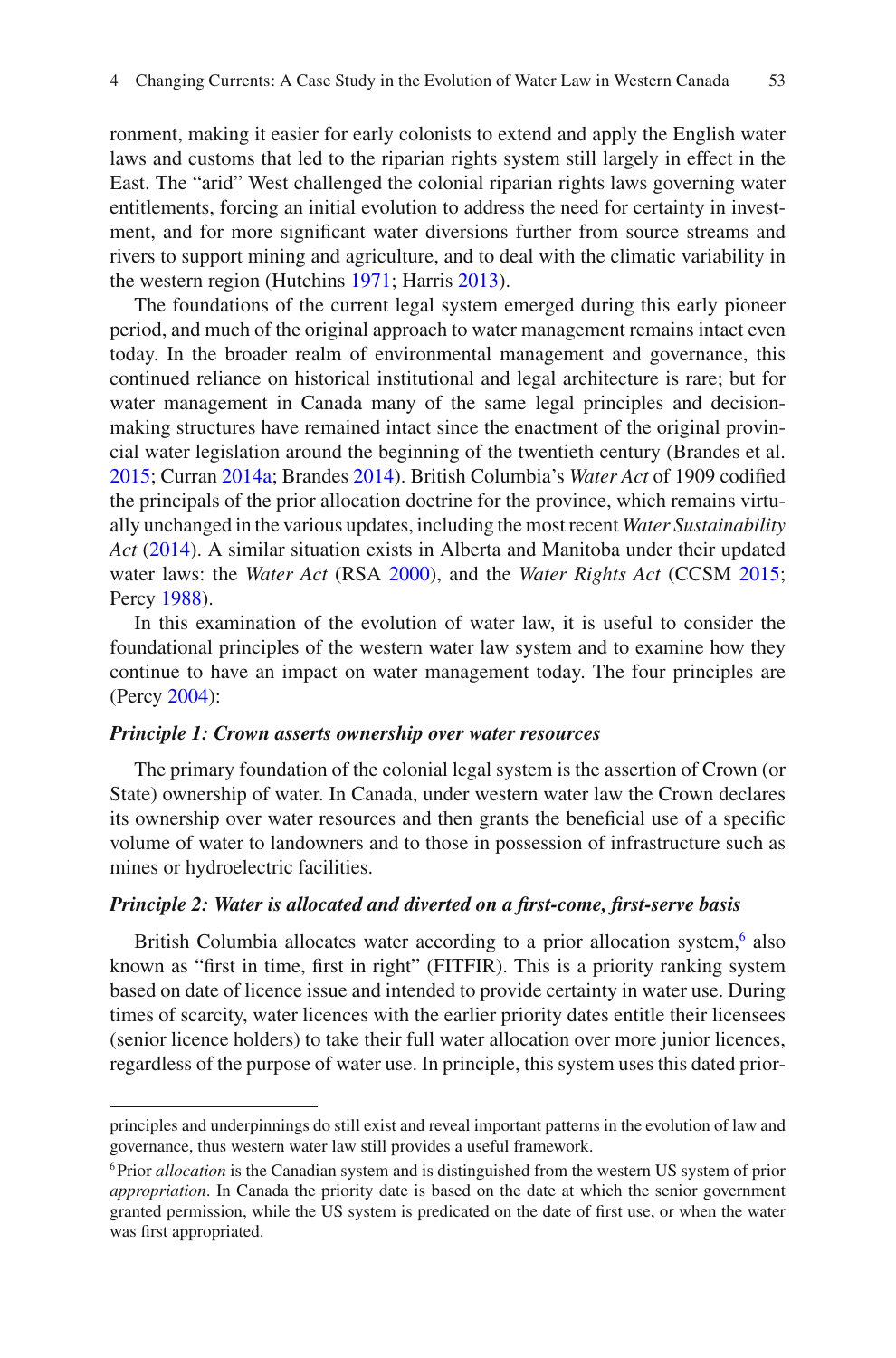ronment, making it easier for early colonists to extend and apply the English water laws and customs that led to the riparian rights system still largely in effect in the East. The "arid" West challenged the colonial riparian rights laws governing water entitlements, forcing an initial evolution to address the need for certainty in investment, and for more significant water diversions further from source streams and rivers to support mining and agriculture, and to deal with the climatic variability in the western region (Hutchins 1971; Harris 2013).

The foundations of the current legal system emerged during this early pioneer period, and much of the original approach to water management remains intact even today. In the broader realm of environmental management and governance, this continued reliance on historical institutional and legal architecture is rare; but for water management in Canada many of the same legal principles and decision-making structures have remained intact since the enactment of the original provincial water legislation around the beginning of the twentieth century (Brandes et al. 2015; Curran 2014a; Brandes 2014). British Columbia's *Water Act* of 1909 codified the principals of the prior allocation doctrine for the province, which remains virtually unchanged in the various updates, including the most recent *Water Sustainability Act* (2014). A similar situation exists in Alberta and Manitoba under their updated water laws: the *Water Act* (RSA 2000), and the *Water Rights Act* (CCSM 2015; Percy 1988).

In this examination of the evolution of water law, it is useful to consider the foundational principles of the western water law system and to examine how they continue to have an impact on water management today. The four principles are (Percy 2004):

***Principle 1: Crown asserts ownership over water resources***

The primary foundation of the colonial legal system is the assertion of Crown (or State) ownership of water. In Canada, under western water law the Crown declares its ownership over water resources and then grants the beneficial use of a specific volume of water to landowners and to those in possession of infrastructure such as mines or hydroelectric facilities.

***Principle 2: Water is allocated and diverted on a first-come, first-serve basis***

British Columbia allocates water according to a prior allocation system,[6] also known as "first in time, first in right" (FITFIR). This is a priority ranking system based on date of licence issue and intended to provide certainty in water use. During times of scarcity, water licences with the earlier priority dates entitle their licensees (senior licence holders) to take their full water allocation over more junior licences, regardless of the purpose of water use. In principle, this system uses this dated prior-

---

principles and underpinnings do still exist and reveal important patterns in the evolution of law and governance, thus western water law still provides a useful framework.

[6] Prior *allocation* is the Canadian system and is distinguished from the western US system of prior *appropriation*. In Canada the priority date is based on the date at which the senior government granted permission, while the US system is predicated on the date of first use, or when the water was first appropriated.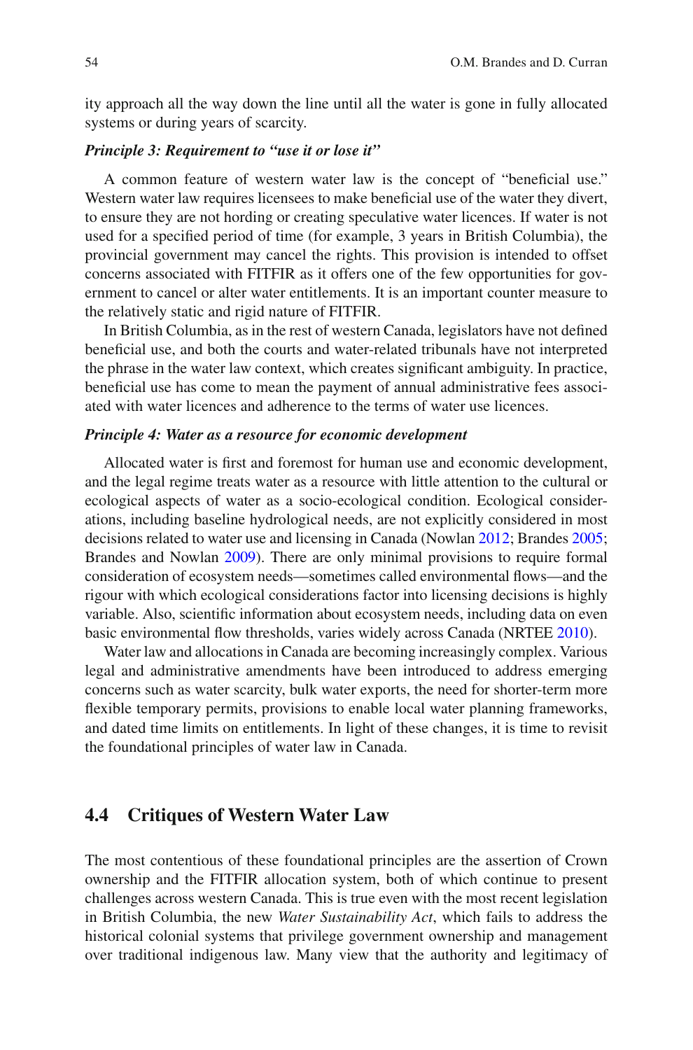ity approach all the way down the line until all the water is gone in fully allocated systems or during years of scarcity.

***Principle 3: Requirement to "use it or lose it"***

A common feature of western water law is the concept of "beneficial use." Western water law requires licensees to make beneficial use of the water they divert, to ensure they are not hording or creating speculative water licences. If water is not used for a specified period of time (for example, 3 years in British Columbia), the provincial government may cancel the rights. This provision is intended to offset concerns associated with FITFIR as it offers one of the few opportunities for government to cancel or alter water entitlements. It is an important counter measure to the relatively static and rigid nature of FITFIR.

In British Columbia, as in the rest of western Canada, legislators have not defined beneficial use, and both the courts and water-related tribunals have not interpreted the phrase in the water law context, which creates significant ambiguity. In practice, beneficial use has come to mean the payment of annual administrative fees associated with water licences and adherence to the terms of water use licences.

***Principle 4: Water as a resource for economic development***

Allocated water is first and foremost for human use and economic development, and the legal regime treats water as a resource with little attention to the cultural or ecological aspects of water as a socio-ecological condition. Ecological considerations, including baseline hydrological needs, are not explicitly considered in most decisions related to water use and licensing in Canada (Nowlan 2012; Brandes 2005; Brandes and Nowlan 2009). There are only minimal provisions to require formal consideration of ecosystem needs—sometimes called environmental flows—and the rigour with which ecological considerations factor into licensing decisions is highly variable. Also, scientific information about ecosystem needs, including data on even basic environmental flow thresholds, varies widely across Canada (NRTEE 2010).

Water law and allocations in Canada are becoming increasingly complex. Various legal and administrative amendments have been introduced to address emerging concerns such as water scarcity, bulk water exports, the need for shorter-term more flexible temporary permits, provisions to enable local water planning frameworks, and dated time limits on entitlements. In light of these changes, it is time to revisit the foundational principles of water law in Canada.

## 4.4 Critiques of Western Water Law

The most contentious of these foundational principles are the assertion of Crown ownership and the FITFIR allocation system, both of which continue to present challenges across western Canada. This is true even with the most recent legislation in British Columbia, the new *Water Sustainability Act*, which fails to address the historical colonial systems that privilege government ownership and management over traditional indigenous law. Many view that the authority and legitimacy of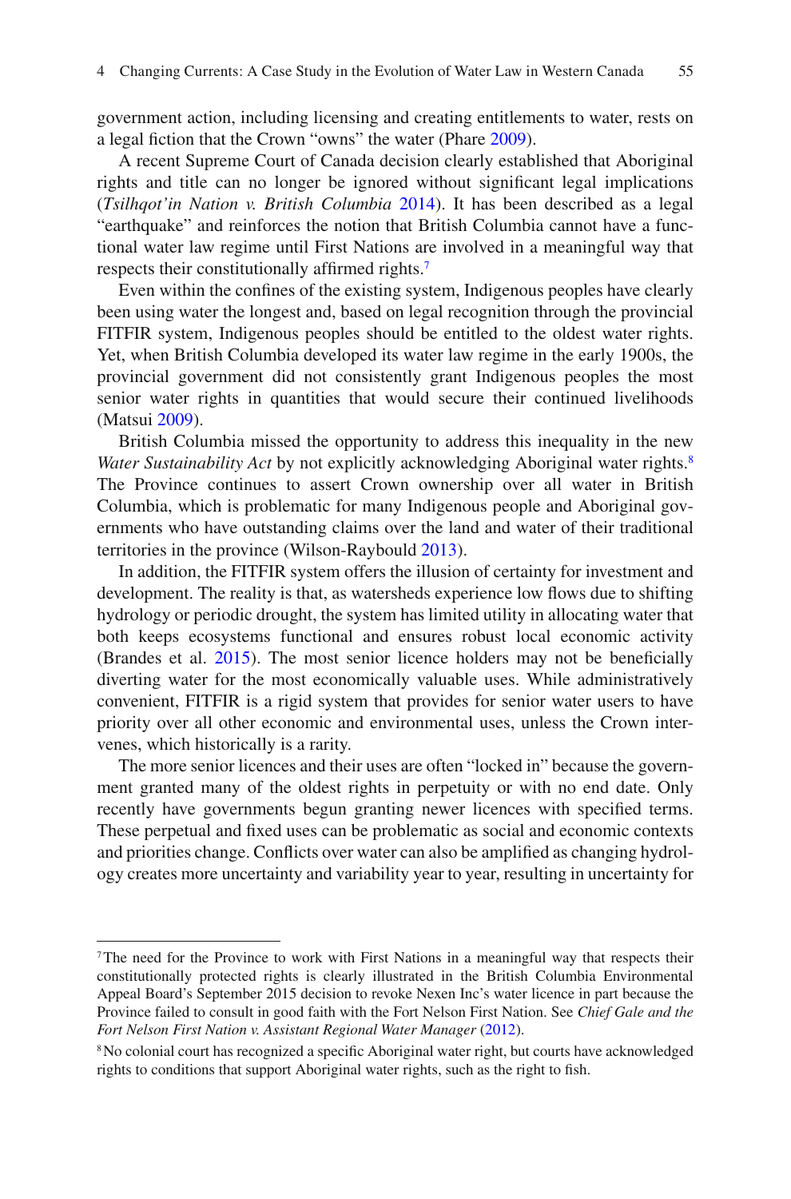government action, including licensing and creating entitlements to water, rests on a legal fiction that the Crown "owns" the water (Phare 2009).

A recent Supreme Court of Canada decision clearly established that Aboriginal rights and title can no longer be ignored without significant legal implications (*Tsilhqot'in Nation v. British Columbia* 2014). It has been described as a legal "earthquake" and reinforces the notion that British Columbia cannot have a functional water law regime until First Nations are involved in a meaningful way that respects their constitutionally affirmed rights.[7]

Even within the confines of the existing system, Indigenous peoples have clearly been using water the longest and, based on legal recognition through the provincial FITFIR system, Indigenous peoples should be entitled to the oldest water rights. Yet, when British Columbia developed its water law regime in the early 1900s, the provincial government did not consistently grant Indigenous peoples the most senior water rights in quantities that would secure their continued livelihoods (Matsui 2009).

British Columbia missed the opportunity to address this inequality in the new *Water Sustainability Act* by not explicitly acknowledging Aboriginal water rights.[8] The Province continues to assert Crown ownership over all water in British Columbia, which is problematic for many Indigenous people and Aboriginal governments who have outstanding claims over the land and water of their traditional territories in the province (Wilson-Raybould 2013).

In addition, the FITFIR system offers the illusion of certainty for investment and development. The reality is that, as watersheds experience low flows due to shifting hydrology or periodic drought, the system has limited utility in allocating water that both keeps ecosystems functional and ensures robust local economic activity (Brandes et al. 2015). The most senior licence holders may not be beneficially diverting water for the most economically valuable uses. While administratively convenient, FITFIR is a rigid system that provides for senior water users to have priority over all other economic and environmental uses, unless the Crown intervenes, which historically is a rarity.

The more senior licences and their uses are often "locked in" because the government granted many of the oldest rights in perpetuity or with no end date. Only recently have governments begun granting newer licences with specified terms. These perpetual and fixed uses can be problematic as social and economic contexts and priorities change. Conflicts over water can also be amplified as changing hydrology creates more uncertainty and variability year to year, resulting in uncertainty for

---

[7] The need for the Province to work with First Nations in a meaningful way that respects their constitutionally protected rights is clearly illustrated in the British Columbia Environmental Appeal Board's September 2015 decision to revoke Nexen Inc's water licence in part because the Province failed to consult in good faith with the Fort Nelson First Nation. See *Chief Gale and the Fort Nelson First Nation v. Assistant Regional Water Manager* (2012).

[8] No colonial court has recognized a specific Aboriginal water right, but courts have acknowledged rights to conditions that support Aboriginal water rights, such as the right to fish.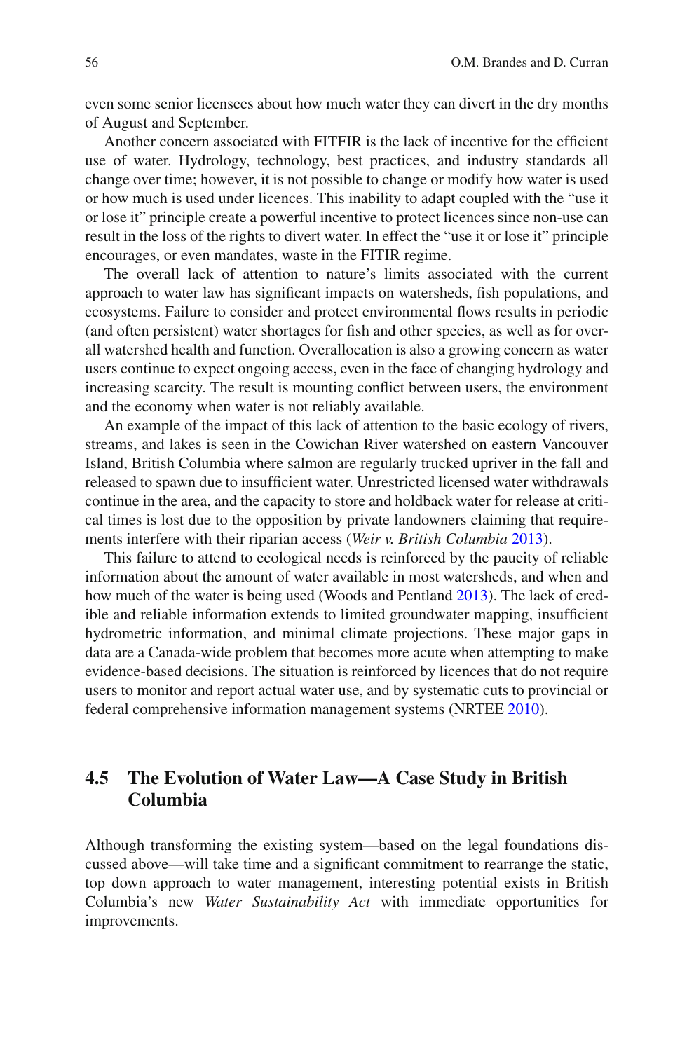even some senior licensees about how much water they can divert in the dry months of August and September.

Another concern associated with FITFIR is the lack of incentive for the efficient use of water. Hydrology, technology, best practices, and industry standards all change over time; however, it is not possible to change or modify how water is used or how much is used under licences. This inability to adapt coupled with the "use it or lose it" principle create a powerful incentive to protect licences since non-use can result in the loss of the rights to divert water. In effect the "use it or lose it" principle encourages, or even mandates, waste in the FITIR regime.

The overall lack of attention to nature's limits associated with the current approach to water law has significant impacts on watersheds, fish populations, and ecosystems. Failure to consider and protect environmental flows results in periodic (and often persistent) water shortages for fish and other species, as well as for overall watershed health and function. Overallocation is also a growing concern as water users continue to expect ongoing access, even in the face of changing hydrology and increasing scarcity. The result is mounting conflict between users, the environment and the economy when water is not reliably available.

An example of the impact of this lack of attention to the basic ecology of rivers, streams, and lakes is seen in the Cowichan River watershed on eastern Vancouver Island, British Columbia where salmon are regularly trucked upriver in the fall and released to spawn due to insufficient water. Unrestricted licensed water withdrawals continue in the area, and the capacity to store and holdback water for release at critical times is lost due to the opposition by private landowners claiming that requirements interfere with their riparian access (*Weir v. British Columbia* 2013).

This failure to attend to ecological needs is reinforced by the paucity of reliable information about the amount of water available in most watersheds, and when and how much of the water is being used (Woods and Pentland 2013). The lack of credible and reliable information extends to limited groundwater mapping, insufficient hydrometric information, and minimal climate projections. These major gaps in data are a Canada-wide problem that becomes more acute when attempting to make evidence-based decisions. The situation is reinforced by licences that do not require users to monitor and report actual water use, and by systematic cuts to provincial or federal comprehensive information management systems (NRTEE 2010).

## 4.5 The Evolution of Water Law—A Case Study in British Columbia

Although transforming the existing system—based on the legal foundations discussed above—will take time and a significant commitment to rearrange the static, top down approach to water management, interesting potential exists in British Columbia's new *Water Sustainability Act* with immediate opportunities for improvements.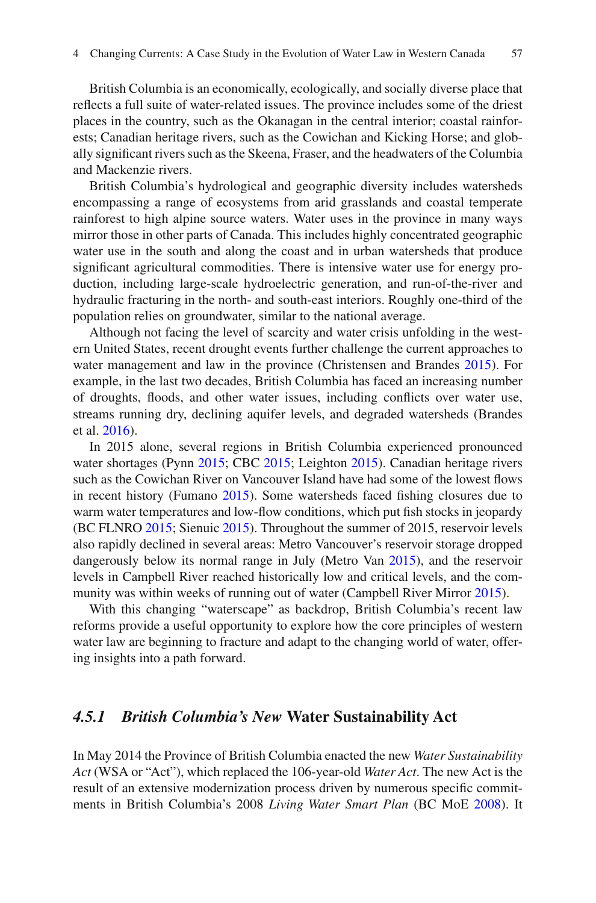British Columbia is an economically, ecologically, and socially diverse place that reflects a full suite of water-related issues. The province includes some of the driest places in the country, such as the Okanagan in the central interior; coastal rainforests; Canadian heritage rivers, such as the Cowichan and Kicking Horse; and globally significant rivers such as the Skeena, Fraser, and the headwaters of the Columbia and Mackenzie rivers.

British Columbia's hydrological and geographic diversity includes watersheds encompassing a range of ecosystems from arid grasslands and coastal temperate rainforest to high alpine source waters. Water uses in the province in many ways mirror those in other parts of Canada. This includes highly concentrated geographic water use in the south and along the coast and in urban watersheds that produce significant agricultural commodities. There is intensive water use for energy production, including large-scale hydroelectric generation, and run-of-the-river and hydraulic fracturing in the north- and south-east interiors. Roughly one-third of the population relies on groundwater, similar to the national average.

Although not facing the level of scarcity and water crisis unfolding in the western United States, recent drought events further challenge the current approaches to water management and law in the province (Christensen and Brandes 2015). For example, in the last two decades, British Columbia has faced an increasing number of droughts, floods, and other water issues, including conflicts over water use, streams running dry, declining aquifer levels, and degraded watersheds (Brandes et al. 2016).

In 2015 alone, several regions in British Columbia experienced pronounced water shortages (Pynn 2015; CBC 2015; Leighton 2015). Canadian heritage rivers such as the Cowichan River on Vancouver Island have had some of the lowest flows in recent history (Fumano 2015). Some watersheds faced fishing closures due to warm water temperatures and low-flow conditions, which put fish stocks in jeopardy (BC FLNRO 2015; Sienuic 2015). Throughout the summer of 2015, reservoir levels also rapidly declined in several areas: Metro Vancouver's reservoir storage dropped dangerously below its normal range in July (Metro Van 2015), and the reservoir levels in Campbell River reached historically low and critical levels, and the community was within weeks of running out of water (Campbell River Mirror 2015).

With this changing "waterscape" as backdrop, British Columbia's recent law reforms provide a useful opportunity to explore how the core principles of western water law are beginning to fracture and adapt to the changing world of water, offering insights into a path forward.

### *4.5.1 British Columbia's New* Water Sustainability Act

In May 2014 the Province of British Columbia enacted the new *Water Sustainability Act* (WSA or "Act"), which replaced the 106-year-old *Water Act*. The new Act is the result of an extensive modernization process driven by numerous specific commitments in British Columbia's 2008 *Living Water Smart Plan* (BC MoE 2008). It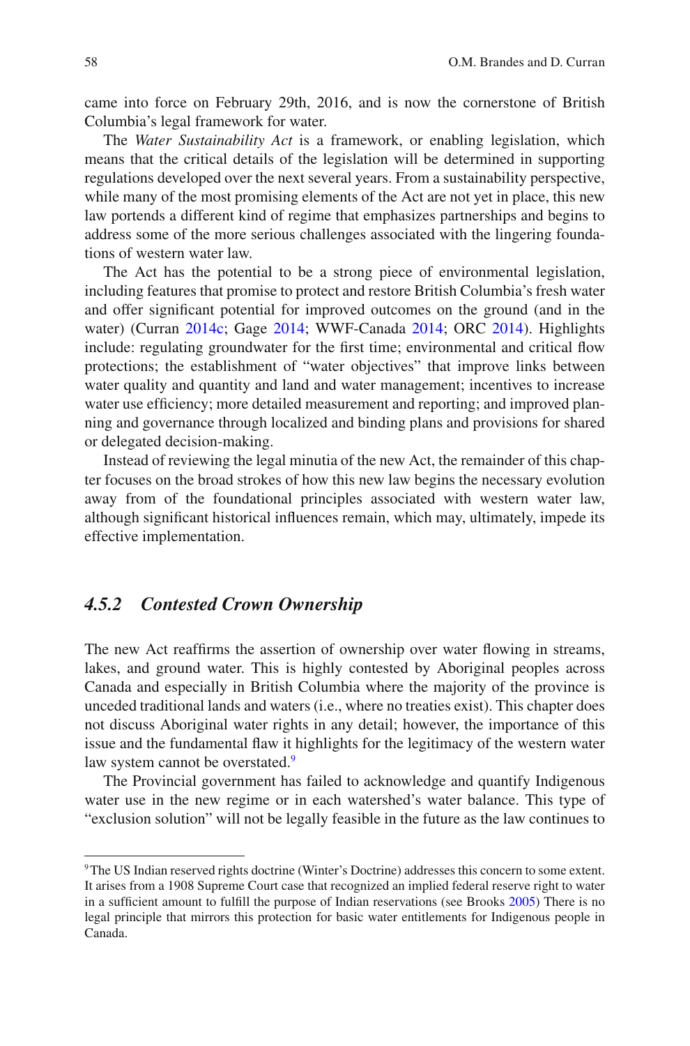came into force on February 29th, 2016, and is now the cornerstone of British Columbia's legal framework for water.

The *Water Sustainability Act* is a framework, or enabling legislation, which means that the critical details of the legislation will be determined in supporting regulations developed over the next several years. From a sustainability perspective, while many of the most promising elements of the Act are not yet in place, this new law portends a different kind of regime that emphasizes partnerships and begins to address some of the more serious challenges associated with the lingering foundations of western water law.

The Act has the potential to be a strong piece of environmental legislation, including features that promise to protect and restore British Columbia's fresh water and offer significant potential for improved outcomes on the ground (and in the water) (Curran 2014c; Gage 2014; WWF-Canada 2014; ORC 2014). Highlights include: regulating groundwater for the first time; environmental and critical flow protections; the establishment of "water objectives" that improve links between water quality and quantity and land and water management; incentives to increase water use efficiency; more detailed measurement and reporting; and improved planning and governance through localized and binding plans and provisions for shared or delegated decision-making.

Instead of reviewing the legal minutia of the new Act, the remainder of this chapter focuses on the broad strokes of how this new law begins the necessary evolution away from of the foundational principles associated with western water law, although significant historical influences remain, which may, ultimately, impede its effective implementation.

### *4.5.2 Contested Crown Ownership*

The new Act reaffirms the assertion of ownership over water flowing in streams, lakes, and ground water. This is highly contested by Aboriginal peoples across Canada and especially in British Columbia where the majority of the province is unceded traditional lands and waters (i.e., where no treaties exist). This chapter does not discuss Aboriginal water rights in any detail; however, the importance of this issue and the fundamental flaw it highlights for the legitimacy of the western water law system cannot be overstated.[9]

The Provincial government has failed to acknowledge and quantify Indigenous water use in the new regime or in each watershed's water balance. This type of "exclusion solution" will not be legally feasible in the future as the law continues to

[9] The US Indian reserved rights doctrine (Winter's Doctrine) addresses this concern to some extent. It arises from a 1908 Supreme Court case that recognized an implied federal reserve right to water in a sufficient amount to fulfill the purpose of Indian reservations (see Brooks 2005) There is no legal principle that mirrors this protection for basic water entitlements for Indigenous people in Canada.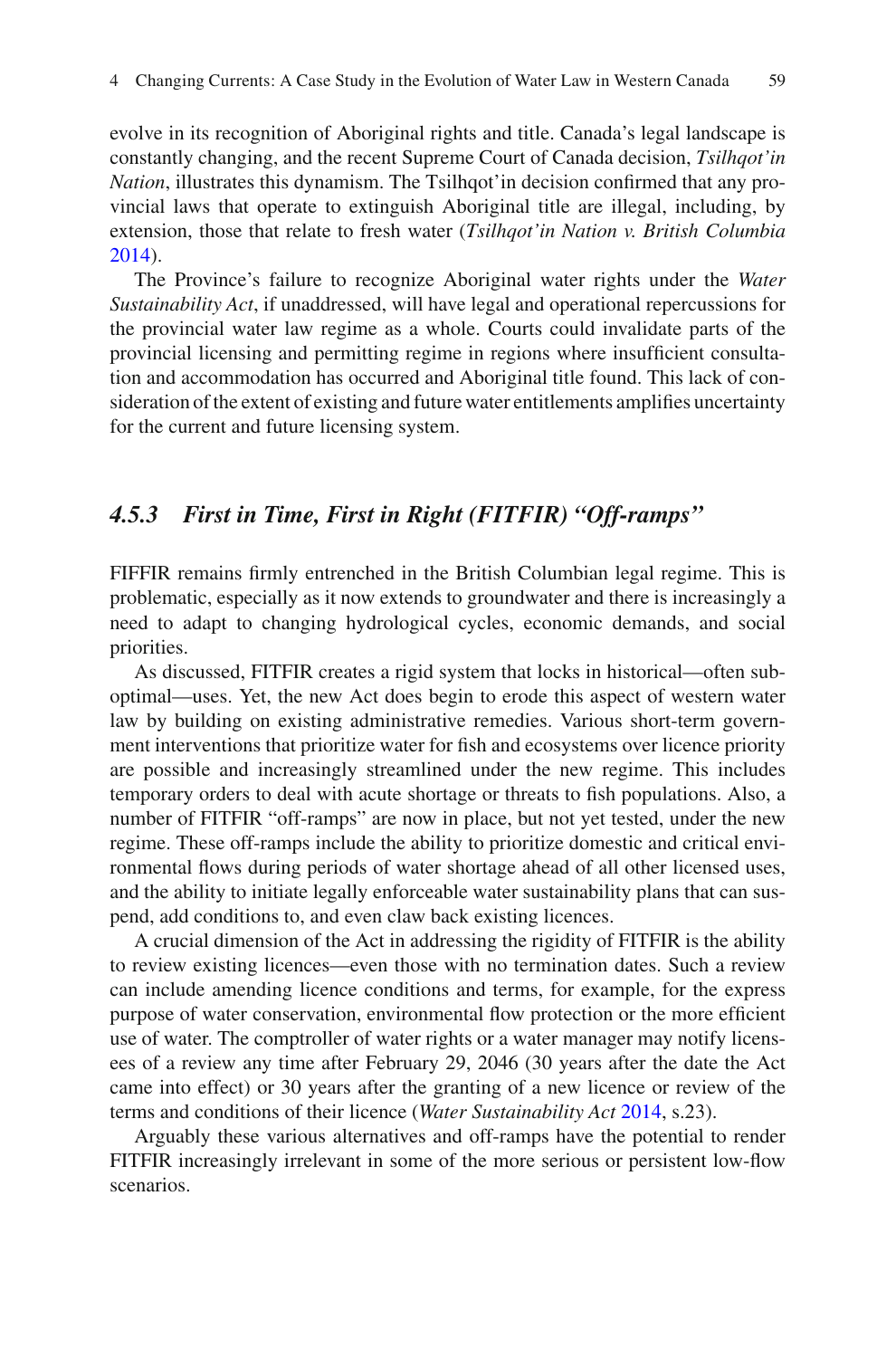evolve in its recognition of Aboriginal rights and title. Canada's legal landscape is constantly changing, and the recent Supreme Court of Canada decision, *Tsilhqot'in Nation*, illustrates this dynamism. The Tsilhqot'in decision confirmed that any provincial laws that operate to extinguish Aboriginal title are illegal, including, by extension, those that relate to fresh water (*Tsilhqot'in Nation v. British Columbia* 2014).

The Province's failure to recognize Aboriginal water rights under the *Water Sustainability Act*, if unaddressed, will have legal and operational repercussions for the provincial water law regime as a whole. Courts could invalidate parts of the provincial licensing and permitting regime in regions where insufficient consultation and accommodation has occurred and Aboriginal title found. This lack of consideration of the extent of existing and future water entitlements amplifies uncertainty for the current and future licensing system.

### *4.5.3 First in Time, First in Right (FITFIR) "Off-ramps"*

FIFFIR remains firmly entrenched in the British Columbian legal regime. This is problematic, especially as it now extends to groundwater and there is increasingly a need to adapt to changing hydrological cycles, economic demands, and social priorities.

As discussed, FITFIR creates a rigid system that locks in historical—often sub-optimal—uses. Yet, the new Act does begin to erode this aspect of western water law by building on existing administrative remedies. Various short-term government interventions that prioritize water for fish and ecosystems over licence priority are possible and increasingly streamlined under the new regime. This includes temporary orders to deal with acute shortage or threats to fish populations. Also, a number of FITFIR "off-ramps" are now in place, but not yet tested, under the new regime. These off-ramps include the ability to prioritize domestic and critical environmental flows during periods of water shortage ahead of all other licensed uses, and the ability to initiate legally enforceable water sustainability plans that can suspend, add conditions to, and even claw back existing licences.

A crucial dimension of the Act in addressing the rigidity of FITFIR is the ability to review existing licences—even those with no termination dates. Such a review can include amending licence conditions and terms, for example, for the express purpose of water conservation, environmental flow protection or the more efficient use of water. The comptroller of water rights or a water manager may notify licensees of a review any time after February 29, 2046 (30 years after the date the Act came into effect) or 30 years after the granting of a new licence or review of the terms and conditions of their licence (*Water Sustainability Act* 2014, s.23).

Arguably these various alternatives and off-ramps have the potential to render FITFIR increasingly irrelevant in some of the more serious or persistent low-flow scenarios.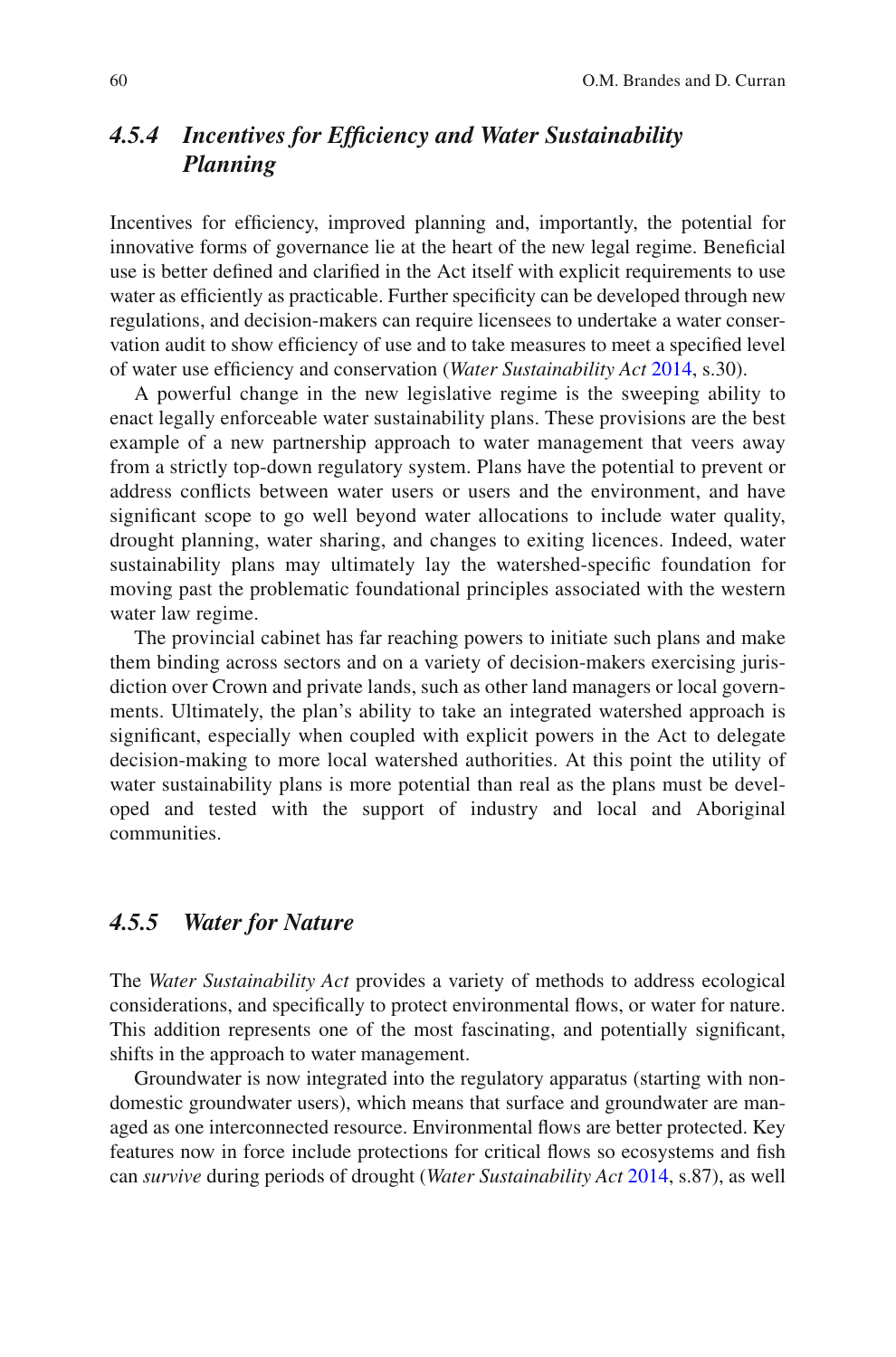### *4.5.4 Incentives for Efficiency and Water Sustainability Planning*

Incentives for efficiency, improved planning and, importantly, the potential for innovative forms of governance lie at the heart of the new legal regime. Beneficial use is better defined and clarified in the Act itself with explicit requirements to use water as efficiently as practicable. Further specificity can be developed through new regulations, and decision-makers can require licensees to undertake a water conservation audit to show efficiency of use and to take measures to meet a specified level of water use efficiency and conservation (*Water Sustainability Act* 2014, s.30).

A powerful change in the new legislative regime is the sweeping ability to enact legally enforceable water sustainability plans. These provisions are the best example of a new partnership approach to water management that veers away from a strictly top-down regulatory system. Plans have the potential to prevent or address conflicts between water users or users and the environment, and have significant scope to go well beyond water allocations to include water quality, drought planning, water sharing, and changes to exiting licences. Indeed, water sustainability plans may ultimately lay the watershed-specific foundation for moving past the problematic foundational principles associated with the western water law regime.

The provincial cabinet has far reaching powers to initiate such plans and make them binding across sectors and on a variety of decision-makers exercising jurisdiction over Crown and private lands, such as other land managers or local governments. Ultimately, the plan's ability to take an integrated watershed approach is significant, especially when coupled with explicit powers in the Act to delegate decision-making to more local watershed authorities. At this point the utility of water sustainability plans is more potential than real as the plans must be developed and tested with the support of industry and local and Aboriginal communities.

### *4.5.5 Water for Nature*

The *Water Sustainability Act* provides a variety of methods to address ecological considerations, and specifically to protect environmental flows, or water for nature. This addition represents one of the most fascinating, and potentially significant, shifts in the approach to water management.

Groundwater is now integrated into the regulatory apparatus (starting with non-domestic groundwater users), which means that surface and groundwater are managed as one interconnected resource. Environmental flows are better protected. Key features now in force include protections for critical flows so ecosystems and fish can *survive* during periods of drought (*Water Sustainability Act* 2014, s.87), as well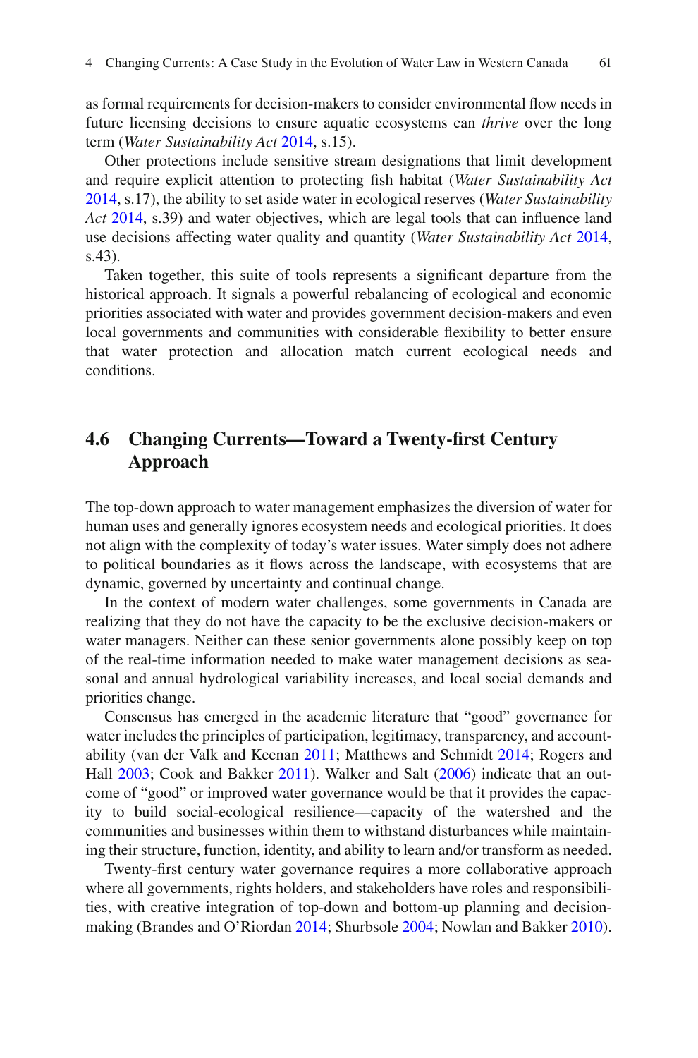as formal requirements for decision-makers to consider environmental flow needs in future licensing decisions to ensure aquatic ecosystems can *thrive* over the long term (*Water Sustainability Act* 2014, s.15).

Other protections include sensitive stream designations that limit development and require explicit attention to protecting fish habitat (*Water Sustainability Act* 2014, s.17), the ability to set aside water in ecological reserves (*Water Sustainability Act* 2014, s.39) and water objectives, which are legal tools that can influence land use decisions affecting water quality and quantity (*Water Sustainability Act* 2014, s.43).

Taken together, this suite of tools represents a significant departure from the historical approach. It signals a powerful rebalancing of ecological and economic priorities associated with water and provides government decision-makers and even local governments and communities with considerable flexibility to better ensure that water protection and allocation match current ecological needs and conditions.

## 4.6 Changing Currents—Toward a Twenty-first Century Approach

The top-down approach to water management emphasizes the diversion of water for human uses and generally ignores ecosystem needs and ecological priorities. It does not align with the complexity of today's water issues. Water simply does not adhere to political boundaries as it flows across the landscape, with ecosystems that are dynamic, governed by uncertainty and continual change.

In the context of modern water challenges, some governments in Canada are realizing that they do not have the capacity to be the exclusive decision-makers or water managers. Neither can these senior governments alone possibly keep on top of the real-time information needed to make water management decisions as seasonal and annual hydrological variability increases, and local social demands and priorities change.

Consensus has emerged in the academic literature that "good" governance for water includes the principles of participation, legitimacy, transparency, and accountability (van der Valk and Keenan 2011; Matthews and Schmidt 2014; Rogers and Hall 2003; Cook and Bakker 2011). Walker and Salt (2006) indicate that an outcome of "good" or improved water governance would be that it provides the capacity to build social-ecological resilience—capacity of the watershed and the communities and businesses within them to withstand disturbances while maintaining their structure, function, identity, and ability to learn and/or transform as needed.

Twenty-first century water governance requires a more collaborative approach where all governments, rights holders, and stakeholders have roles and responsibilities, with creative integration of top-down and bottom-up planning and decision-making (Brandes and O'Riordan 2014; Shurbsole 2004; Nowlan and Bakker 2010).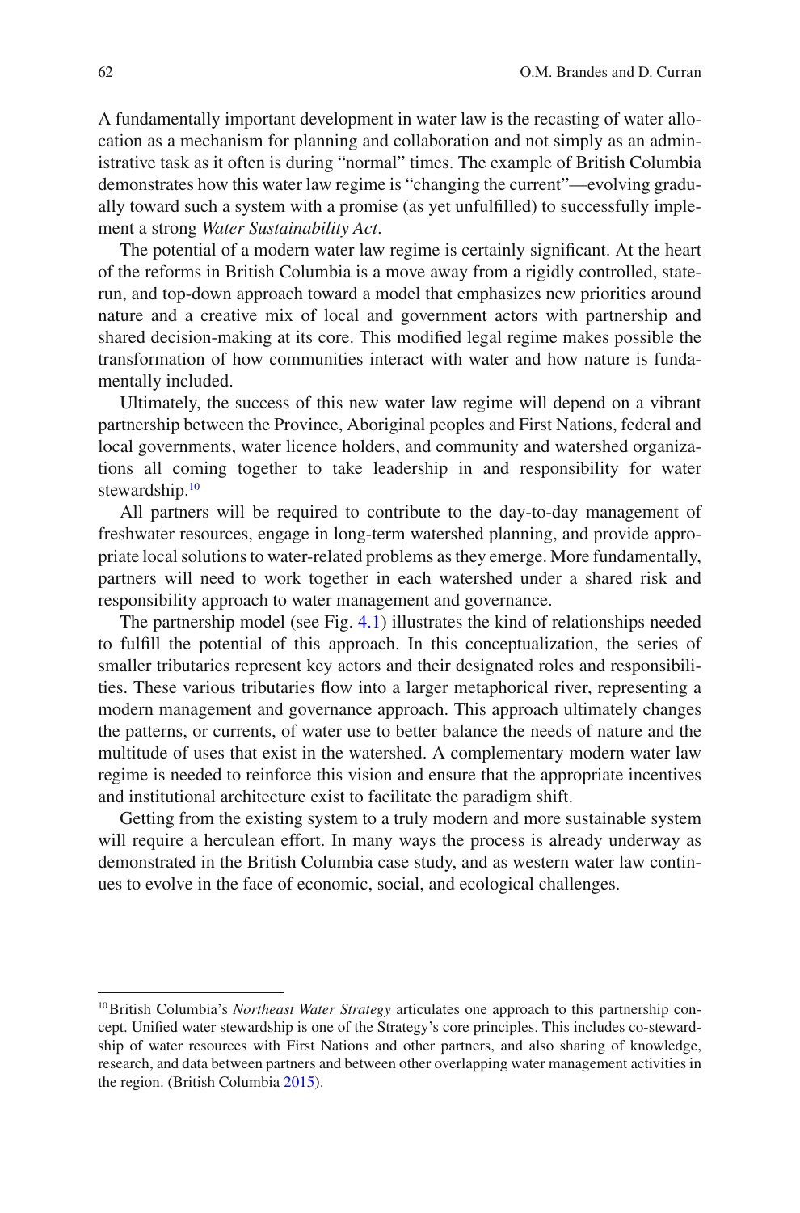A fundamentally important development in water law is the recasting of water allocation as a mechanism for planning and collaboration and not simply as an administrative task as it often is during "normal" times. The example of British Columbia demonstrates how this water law regime is "changing the current"—evolving gradually toward such a system with a promise (as yet unfulfilled) to successfully implement a strong *Water Sustainability Act*.

The potential of a modern water law regime is certainly significant. At the heart of the reforms in British Columbia is a move away from a rigidly controlled, state-run, and top-down approach toward a model that emphasizes new priorities around nature and a creative mix of local and government actors with partnership and shared decision-making at its core. This modified legal regime makes possible the transformation of how communities interact with water and how nature is fundamentally included.

Ultimately, the success of this new water law regime will depend on a vibrant partnership between the Province, Aboriginal peoples and First Nations, federal and local governments, water licence holders, and community and watershed organizations all coming together to take leadership in and responsibility for water stewardship.[10]

All partners will be required to contribute to the day-to-day management of freshwater resources, engage in long-term watershed planning, and provide appropriate local solutions to water-related problems as they emerge. More fundamentally, partners will need to work together in each watershed under a shared risk and responsibility approach to water management and governance.

The partnership model (see Fig. 4.1) illustrates the kind of relationships needed to fulfill the potential of this approach. In this conceptualization, the series of smaller tributaries represent key actors and their designated roles and responsibilities. These various tributaries flow into a larger metaphorical river, representing a modern management and governance approach. This approach ultimately changes the patterns, or currents, of water use to better balance the needs of nature and the multitude of uses that exist in the watershed. A complementary modern water law regime is needed to reinforce this vision and ensure that the appropriate incentives and institutional architecture exist to facilitate the paradigm shift.

Getting from the existing system to a truly modern and more sustainable system will require a herculean effort. In many ways the process is already underway as demonstrated in the British Columbia case study, and as western water law continues to evolve in the face of economic, social, and ecological challenges.

---

[10] British Columbia's *Northeast Water Strategy* articulates one approach to this partnership concept. Unified water stewardship is one of the Strategy's core principles. This includes co-stewardship of water resources with First Nations and other partners, and also sharing of knowledge, research, and data between partners and between other overlapping water management activities in the region. (British Columbia 2015).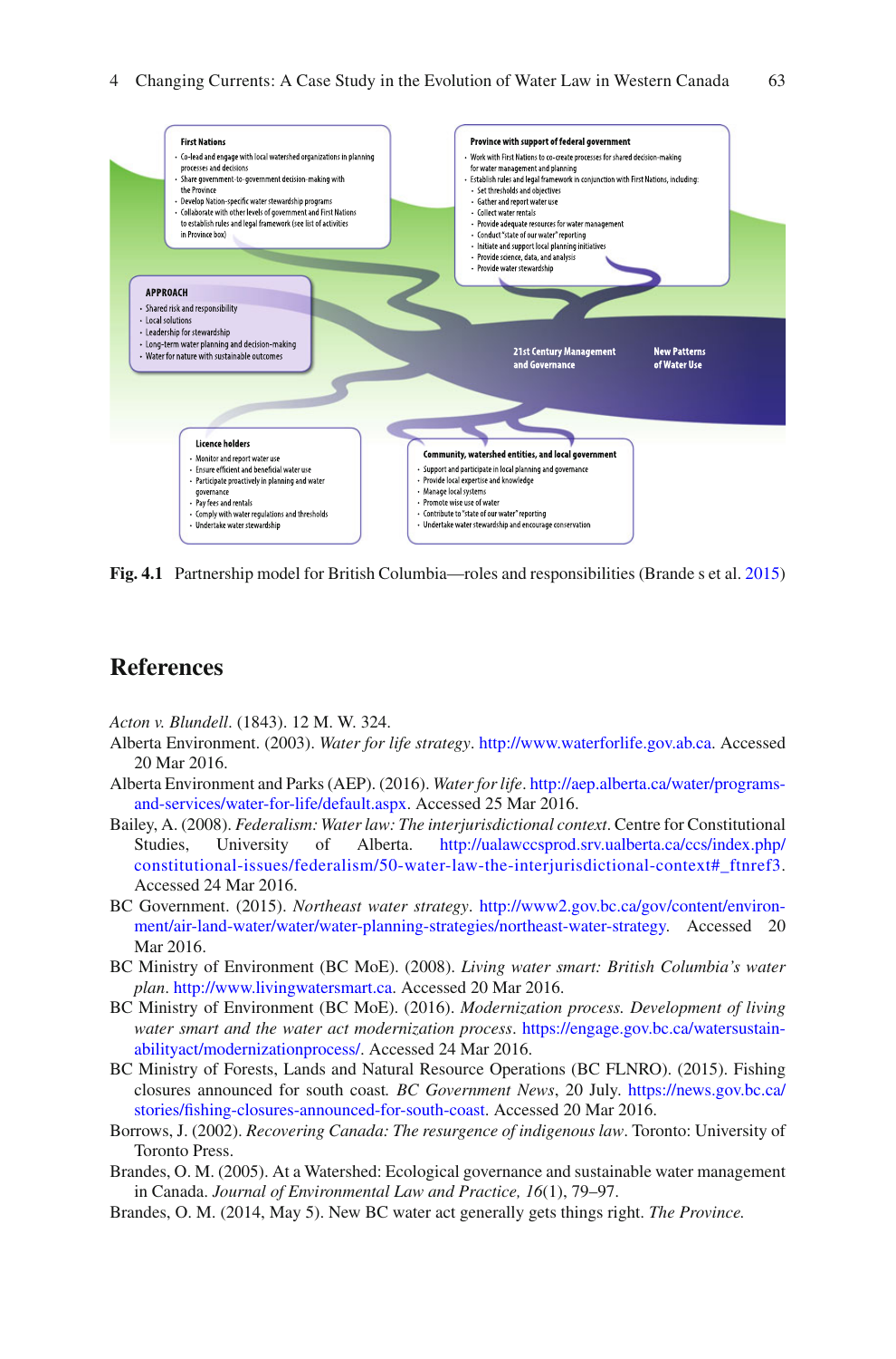**First Nations**

- Co-lead and engage with local watershed organizations in planning processes and decisions
- Share government-to-government decision-making with the Province
- Develop Nation-specific water stewardship programs
- Collaborate with other levels of government and First Nations to establish rules and legal framework (see list of activities in Province box)

**Province with support of federal government**

- Work with First Nations to co-create processes for shared decision-making for water management and planning
- Establish rules and legal framework in conjunction with First Nations, including:
  - Set thresholds and objectives
  - Gather and report water use
  - Collect water rentals
  - Provide adequate resources for water management
  - Conduct "state of our water" reporting
  - Initiate and support local planning initiatives
  - Provide science, data, and analysis
  - Provide water stewardship

**APPROACH**

- Shared risk and responsibility
- Local solutions
- Leadership for stewardship
- Long-term water planning and decision-making
- Water for nature with sustainable outcomes

21st Century Management and Governance

New Patterns of Water Use

**Licence holders**

- Monitor and report water use
- Ensure efficient and beneficial water use
- Participate proactively in planning and water governance
- Pay fees and rentals
- Comply with water regulations and thresholds
- Undertake water stewardship

**Community, watershed entities, and local government**

- Support and participate in local planning and governance
- Provide local expertise and knowledge
- Manage local systems
- Promote wise use of water
- Contribute to "state of our water" reporting
- Undertake water stewardship and encourage conservation

**Fig. 4.1** Partnership model for British Columbia—roles and responsibilities (Brande s et al. 2015)

## References

*Acton v. Blundell*. (1843). 12 M. W. 324.

Alberta Environment. (2003). *Water for life strategy*. http://www.waterforlife.gov.ab.ca. Accessed 20 Mar 2016.

Alberta Environment and Parks (AEP). (2016). *Water for life*. http://aep.alberta.ca/water/programs-and-services/water-for-life/default.aspx. Accessed 25 Mar 2016.

Bailey, A. (2008). *Federalism: Water law: The interjurisdictional context*. Centre for Constitutional Studies, University of Alberta. http://ualawccsprod.srv.ualberta.ca/ccs/index.php/constitutional-issues/federalism/50-water-law-the-interjurisdictional-context#_ftnref3. Accessed 24 Mar 2016.

BC Government. (2015). *Northeast water strategy*. http://www2.gov.bc.ca/gov/content/environment/air-land-water/water/water-planning-strategies/northeast-water-strategy. Accessed 20 Mar 2016.

BC Ministry of Environment (BC MoE). (2008). *Living water smart: British Columbia's water plan*. http://www.livingwatersmart.ca. Accessed 20 Mar 2016.

BC Ministry of Environment (BC MoE). (2016). *Modernization process. Development of living water smart and the water act modernization process*. https://engage.gov.bc.ca/watersustainabilityact/modernizationprocess/. Accessed 24 Mar 2016.

BC Ministry of Forests, Lands and Natural Resource Operations (BC FLNRO). (2015). Fishing closures announced for south coast. *BC Government News*, 20 July. https://news.gov.bc.ca/stories/fishing-closures-announced-for-south-coast. Accessed 20 Mar 2016.

Borrows, J. (2002). *Recovering Canada: The resurgence of indigenous law*. Toronto: University of Toronto Press.

Brandes, O. M. (2005). At a Watershed: Ecological governance and sustainable water management in Canada. *Journal of Environmental Law and Practice, 16*(1), 79–97.

Brandes, O. M. (2014, May 5). New BC water act generally gets things right. *The Province.*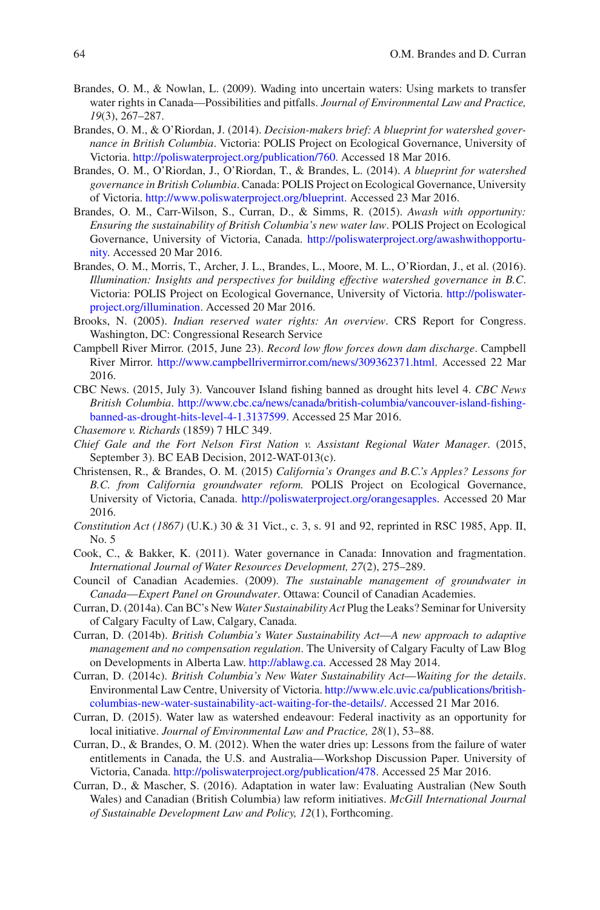Brandes, O. M., & Nowlan, L. (2009). Wading into uncertain waters: Using markets to transfer water rights in Canada—Possibilities and pitfalls. *Journal of Environmental Law and Practice, 19*(3), 267–287.

Brandes, O. M., & O'Riordan, J. (2014). *Decision-makers brief: A blueprint for watershed governance in British Columbia*. Victoria: POLIS Project on Ecological Governance, University of Victoria. http://poliswaterproject.org/publication/760. Accessed 18 Mar 2016.

Brandes, O. M., O'Riordan, J., O'Riordan, T., & Brandes, L. (2014). *A blueprint for watershed governance in British Columbia*. Canada: POLIS Project on Ecological Governance, University of Victoria. http://www.poliswaterproject.org/blueprint. Accessed 23 Mar 2016.

Brandes, O. M., Carr-Wilson, S., Curran, D., & Simms, R. (2015). *Awash with opportunity: Ensuring the sustainability of British Columbia's new water law*. POLIS Project on Ecological Governance, University of Victoria, Canada. http://poliswaterproject.org/awashwithopportunity. Accessed 20 Mar 2016.

Brandes, O. M., Morris, T., Archer, J. L., Brandes, L., Moore, M. L., O'Riordan, J., et al. (2016). *Illumination: Insights and perspectives for building effective watershed governance in B.C*. Victoria: POLIS Project on Ecological Governance, University of Victoria. http://poliswaterproject.org/illumination. Accessed 20 Mar 2016.

Brooks, N. (2005). *Indian reserved water rights: An overview*. CRS Report for Congress. Washington, DC: Congressional Research Service

Campbell River Mirror. (2015, June 23). *Record low flow forces down dam discharge*. Campbell River Mirror. http://www.campbellrivermirror.com/news/309362371.html. Accessed 22 Mar 2016.

CBC News. (2015, July 3). Vancouver Island fishing banned as drought hits level 4. *CBC News British Columbia*. http://www.cbc.ca/news/canada/british-columbia/vancouver-island-fishing-banned-as-drought-hits-level-4-1.3137599. Accessed 25 Mar 2016.

*Chasemore v. Richards* (1859) 7 HLC 349.

*Chief Gale and the Fort Nelson First Nation v. Assistant Regional Water Manager*. (2015, September 3). BC EAB Decision, 2012-WAT-013(c).

Christensen, R., & Brandes, O. M. (2015) *California's Oranges and B.C.'s Apples? Lessons for B.C. from California groundwater reform.* POLIS Project on Ecological Governance, University of Victoria, Canada. http://poliswaterproject.org/orangesapples. Accessed 20 Mar 2016.

*Constitution Act (1867)* (U.K.) 30 & 31 Vict., c. 3, s. 91 and 92, reprinted in RSC 1985, App. II, No. 5

Cook, C., & Bakker, K. (2011). Water governance in Canada: Innovation and fragmentation. *International Journal of Water Resources Development, 27*(2), 275–289.

Council of Canadian Academies. (2009). *The sustainable management of groundwater in Canada—Expert Panel on Groundwater*. Ottawa: Council of Canadian Academies.

Curran, D. (2014a). Can BC's New *Water Sustainability Act* Plug the Leaks? Seminar for University of Calgary Faculty of Law, Calgary, Canada.

Curran, D. (2014b). *British Columbia's Water Sustainability Act—A new approach to adaptive management and no compensation regulation*. The University of Calgary Faculty of Law Blog on Developments in Alberta Law. http://ablawg.ca. Accessed 28 May 2014.

Curran, D. (2014c). *British Columbia's New Water Sustainability Act—Waiting for the details*. Environmental Law Centre, University of Victoria. http://www.elc.uvic.ca/publications/british-columbias-new-water-sustainability-act-waiting-for-the-details/. Accessed 21 Mar 2016.

Curran, D. (2015). Water law as watershed endeavour: Federal inactivity as an opportunity for local initiative. *Journal of Environmental Law and Practice, 28*(1), 53–88.

Curran, D., & Brandes, O. M. (2012). When the water dries up: Lessons from the failure of water entitlements in Canada, the U.S. and Australia—Workshop Discussion Paper. University of Victoria, Canada. http://poliswaterproject.org/publication/478. Accessed 25 Mar 2016.

Curran, D., & Mascher, S. (2016). Adaptation in water law: Evaluating Australian (New South Wales) and Canadian (British Columbia) law reform initiatives. *McGill International Journal of Sustainable Development Law and Policy, 12*(1), Forthcoming.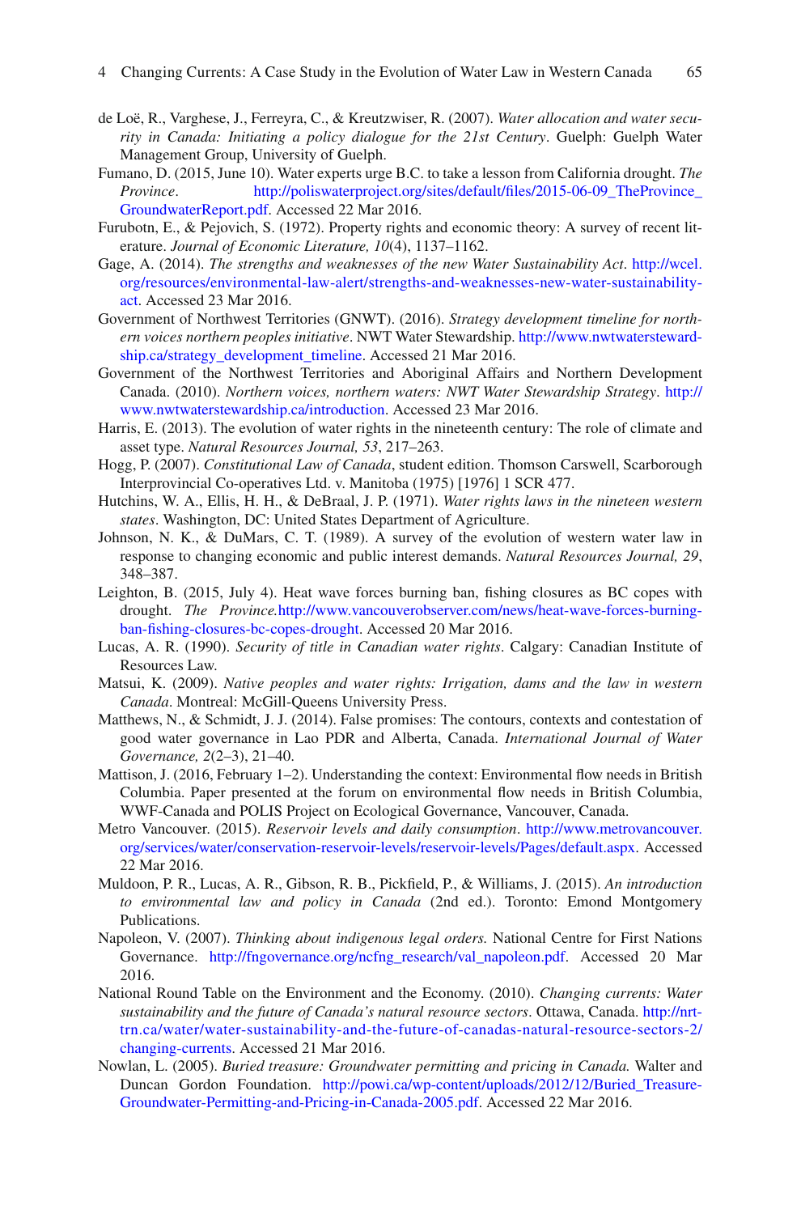de Loë, R., Varghese, J., Ferreyra, C., & Kreutzwiser, R. (2007). *Water allocation and water security in Canada: Initiating a policy dialogue for the 21st Century*. Guelph: Guelph Water Management Group, University of Guelph.

Fumano, D. (2015, June 10). Water experts urge B.C. to take a lesson from California drought. *The Province*. http://poliswaterproject.org/sites/default/files/2015-06-09_TheProvince_GroundwaterReport.pdf. Accessed 22 Mar 2016.

Furubotn, E., & Pejovich, S. (1972). Property rights and economic theory: A survey of recent literature. *Journal of Economic Literature, 10*(4), 1137–1162.

Gage, A. (2014). *The strengths and weaknesses of the new Water Sustainability Act*. http://wcel.org/resources/environmental-law-alert/strengths-and-weaknesses-new-water-sustainability-act. Accessed 23 Mar 2016.

Government of Northwest Territories (GNWT). (2016). *Strategy development timeline for northern voices northern peoples initiative*. NWT Water Stewardship. http://www.nwtwaterstewardship.ca/strategy_development_timeline. Accessed 21 Mar 2016.

Government of the Northwest Territories and Aboriginal Affairs and Northern Development Canada. (2010). *Northern voices, northern waters: NWT Water Stewardship Strategy*. http://www.nwtwaterstewardship.ca/introduction. Accessed 23 Mar 2016.

Harris, E. (2013). The evolution of water rights in the nineteenth century: The role of climate and asset type. *Natural Resources Journal, 53*, 217–263.

Hogg, P. (2007). *Constitutional Law of Canada*, student edition. Thomson Carswell, Scarborough Interprovincial Co-operatives Ltd. v. Manitoba (1975) [1976] 1 SCR 477.

Hutchins, W. A., Ellis, H. H., & DeBraal, J. P. (1971). *Water rights laws in the nineteen western states*. Washington, DC: United States Department of Agriculture.

Johnson, N. K., & DuMars, C. T. (1989). A survey of the evolution of western water law in response to changing economic and public interest demands. *Natural Resources Journal, 29*, 348–387.

Leighton, B. (2015, July 4). Heat wave forces burning ban, fishing closures as BC copes with drought. *The Province.*http://www.vancouverobserver.com/news/heat-wave-forces-burning-ban-fishing-closures-bc-copes-drought. Accessed 20 Mar 2016.

Lucas, A. R. (1990). *Security of title in Canadian water rights*. Calgary: Canadian Institute of Resources Law.

Matsui, K. (2009). *Native peoples and water rights: Irrigation, dams and the law in western Canada*. Montreal: McGill-Queens University Press.

Matthews, N., & Schmidt, J. J. (2014). False promises: The contours, contexts and contestation of good water governance in Lao PDR and Alberta, Canada. *International Journal of Water Governance, 2*(2–3), 21–40.

Mattison, J. (2016, February 1–2). Understanding the context: Environmental flow needs in British Columbia. Paper presented at the forum on environmental flow needs in British Columbia, WWF-Canada and POLIS Project on Ecological Governance, Vancouver, Canada.

Metro Vancouver. (2015). *Reservoir levels and daily consumption*. http://www.metrovancouver.org/services/water/conservation-reservoir-levels/reservoir-levels/Pages/default.aspx. Accessed 22 Mar 2016.

Muldoon, P. R., Lucas, A. R., Gibson, R. B., Pickfield, P., & Williams, J. (2015). *An introduction to environmental law and policy in Canada* (2nd ed.). Toronto: Emond Montgomery Publications.

Napoleon, V. (2007). *Thinking about indigenous legal orders.* National Centre for First Nations Governance. http://fngovernance.org/ncfng_research/val_napoleon.pdf. Accessed 20 Mar 2016.

National Round Table on the Environment and the Economy. (2010). *Changing currents: Water sustainability and the future of Canada's natural resource sectors*. Ottawa, Canada. http://nrt-trn.ca/water/water-sustainability-and-the-future-of-canadas-natural-resource-sectors-2/changing-currents. Accessed 21 Mar 2016.

Nowlan, L. (2005). *Buried treasure: Groundwater permitting and pricing in Canada.* Walter and Duncan Gordon Foundation. http://powi.ca/wp-content/uploads/2012/12/Buried_Treasure-Groundwater-Permitting-and-Pricing-in-Canada-2005.pdf. Accessed 22 Mar 2016.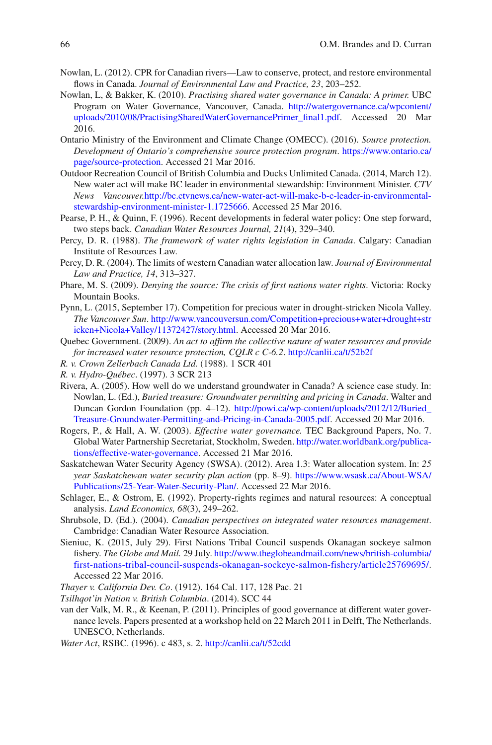Nowlan, L. (2012). CPR for Canadian rivers—Law to conserve, protect, and restore environmental flows in Canada. *Journal of Environmental Law and Practice, 23*, 203–252.

Nowlan, L, & Bakker, K. (2010). *Practising shared water governance in Canada: A primer.* UBC Program on Water Governance, Vancouver, Canada. http://watergovernance.ca/wpcontent/uploads/2010/08/PractisingSharedWaterGovernancePrimer_final1.pdf. Accessed 20 Mar 2016.

Ontario Ministry of the Environment and Climate Change (OMECC). (2016). *Source protection. Development of Ontario's comprehensive source protection program*. https://www.ontario.ca/page/source-protection. Accessed 21 Mar 2016.

Outdoor Recreation Council of British Columbia and Ducks Unlimited Canada. (2014, March 12). New water act will make BC leader in environmental stewardship: Environment Minister. *CTV News Vancouver.*http://bc.ctvnews.ca/new-water-act-will-make-b-c-leader-in-environmental-stewardship-environment-minister-1.1725666. Accessed 25 Mar 2016.

Pearse, P. H., & Quinn, F. (1996). Recent developments in federal water policy: One step forward, two steps back. *Canadian Water Resources Journal, 21*(4), 329–340.

Percy, D. R. (1988). *The framework of water rights legislation in Canada*. Calgary: Canadian Institute of Resources Law.

Percy, D. R. (2004). The limits of western Canadian water allocation law. *Journal of Environmental Law and Practice, 14*, 313–327.

Phare, M. S. (2009). *Denying the source: The crisis of first nations water rights*. Victoria: Rocky Mountain Books.

Pynn, L. (2015, September 17). Competition for precious water in drought-stricken Nicola Valley. *The Vancouver Sun*. http://www.vancouversun.com/Competition+precious+water+drought+stricken+Nicola+Valley/11372427/story.html. Accessed 20 Mar 2016.

Quebec Government. (2009). *An act to affirm the collective nature of water resources and provide for increased water resource protection, CQLR c C-6.2*. http://canlii.ca/t/52b2f

*R. v. Crown Zellerbach Canada Ltd.* (1988). 1 SCR 401

*R. v. Hydro-Québec*. (1997). 3 SCR 213

Rivera, A. (2005). How well do we understand groundwater in Canada? A science case study. In: Nowlan, L. (Ed.), *Buried treasure: Groundwater permitting and pricing in Canada*. Walter and Duncan Gordon Foundation (pp. 4–12). http://powi.ca/wp-content/uploads/2012/12/Buried_Treasure-Groundwater-Permitting-and-Pricing-in-Canada-2005.pdf. Accessed 20 Mar 2016.

Rogers, P., & Hall, A. W. (2003). *Effective water governance.* TEC Background Papers, No. 7. Global Water Partnership Secretariat, Stockholm, Sweden. http://water.worldbank.org/publications/effective-water-governance. Accessed 21 Mar 2016.

Saskatchewan Water Security Agency (SWSA). (2012). Area 1.3: Water allocation system. In: *25 year Saskatchewan water security plan action* (pp. 8–9). https://www.wsask.ca/About-WSA/Publications/25-Year-Water-Security-Plan/. Accessed 22 Mar 2016.

Schlager, E., & Ostrom, E. (1992). Property-rights regimes and natural resources: A conceptual analysis. *Land Economics, 68*(3), 249–262.

Shrubsole, D. (Ed.). (2004). *Canadian perspectives on integrated water resources management*. Cambridge: Canadian Water Resource Association.

Sieniuc, K. (2015, July 29). First Nations Tribal Council suspends Okanagan sockeye salmon fishery. *The Globe and Mail.* 29 July. http://www.theglobeandmail.com/news/british-columbia/first-nations-tribal-council-suspends-okanagan-sockeye-salmon-fishery/article25769695/. Accessed 22 Mar 2016.

*Thayer v. California Dev. Co*. (1912). 164 Cal. 117, 128 Pac. 21

*Tsilhqot'in Nation v. British Columbia*. (2014). SCC 44

van der Valk, M. R., & Keenan, P. (2011). Principles of good governance at different water governance levels. Papers presented at a workshop held on 22 March 2011 in Delft, The Netherlands. UNESCO, Netherlands.

*Water Act*, RSBC. (1996). c 483, s. 2. http://canlii.ca/t/52cdd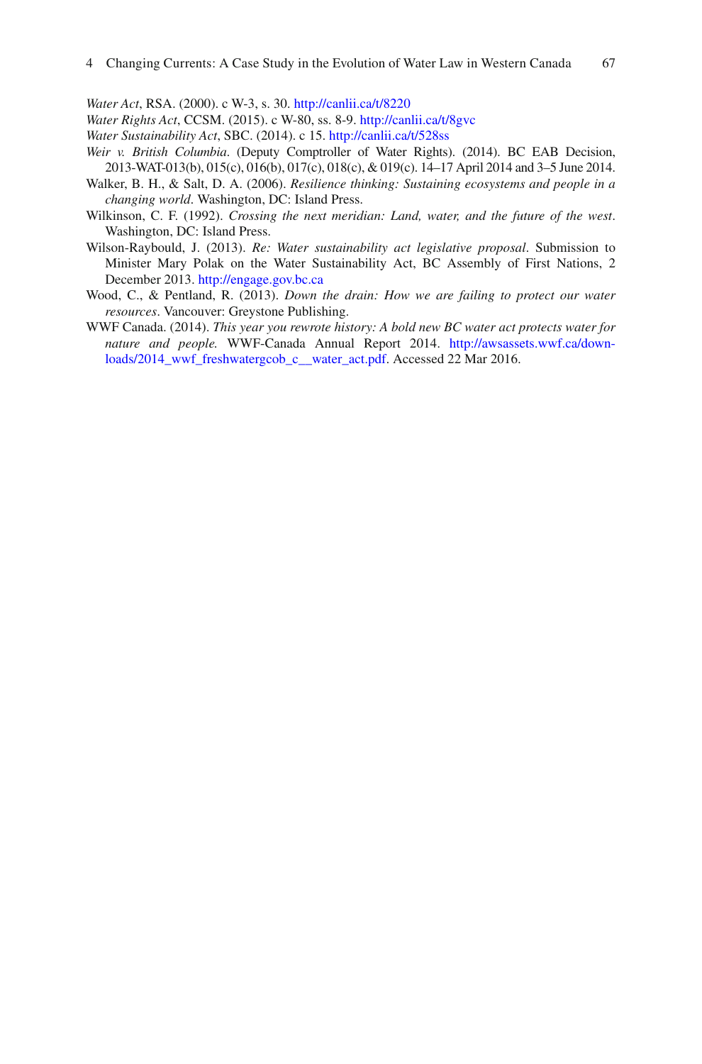*Water Act*, RSA. (2000). c W-3, s. 30. http://canlii.ca/t/8220

*Water Rights Act*, CCSM. (2015). c W-80, ss. 8-9. http://canlii.ca/t/8gvc

*Water Sustainability Act*, SBC. (2014). c 15. http://canlii.ca/t/528ss

*Weir v. British Columbia*. (Deputy Comptroller of Water Rights). (2014). BC EAB Decision, 2013-WAT-013(b), 015(c), 016(b), 017(c), 018(c), & 019(c). 14–17 April 2014 and 3–5 June 2014.

Walker, B. H., & Salt, D. A. (2006). *Resilience thinking: Sustaining ecosystems and people in a changing world*. Washington, DC: Island Press.

Wilkinson, C. F. (1992). *Crossing the next meridian: Land, water, and the future of the west*. Washington, DC: Island Press.

Wilson-Raybould, J. (2013). *Re: Water sustainability act legislative proposal*. Submission to Minister Mary Polak on the Water Sustainability Act, BC Assembly of First Nations, 2 December 2013. http://engage.gov.bc.ca

Wood, C., & Pentland, R. (2013). *Down the drain: How we are failing to protect our water resources*. Vancouver: Greystone Publishing.

WWF Canada. (2014). *This year you rewrote history: A bold new BC water act protects water for nature and people.* WWF-Canada Annual Report 2014. http://awsassets.wwf.ca/downloads/2014_wwf_freshwatergcob_c__water_act.pdf. Accessed 22 Mar 2016.